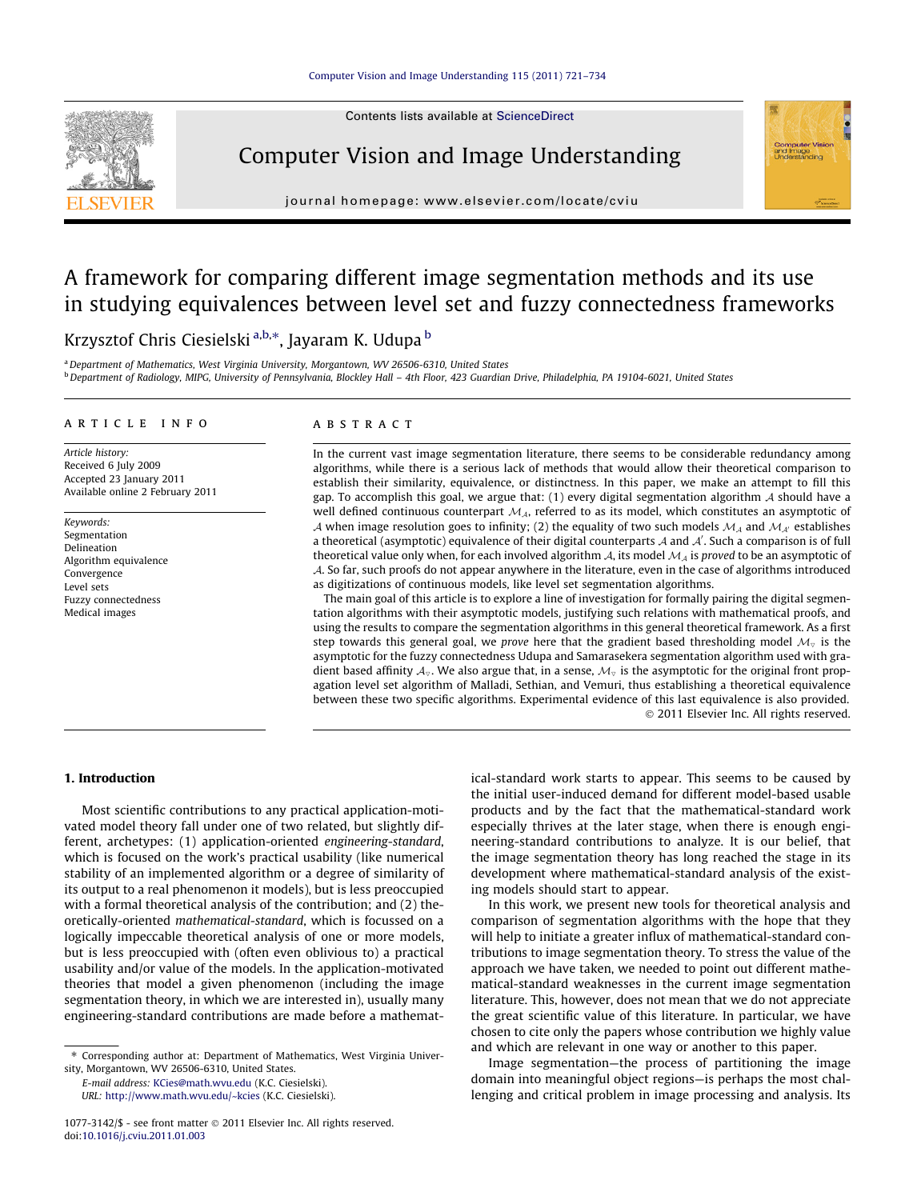# A framework for comparing different image segmentation methods and its use in studying equivalences between level set and fuzzy connectedness frameworks

Krzysztof Chris Ciesielski [a,b,*], Jayaram K. Udupa [b]

[a] Department of Mathematics, West Virginia University, Morgantown, WV 26506-6310, United States

[b] Department of Radiology, MIPG, University of Pennsylvania, Blockley Hall – 4th Floor, 423 Guardian Drive, Philadelphia, PA 19104-6021, United States

## ARTICLE INFO

*Article history:*
Received 6 July 2009
Accepted 23 January 2011
Available online 2 February 2011

*Keywords:*
Segmentation
Delineation
Algorithm equivalence
Convergence
Level sets
Fuzzy connectedness
Medical images

## ABSTRACT

In the current vast image segmentation literature, there seems to be considerable redundancy among algorithms, while there is a serious lack of methods that would allow their theoretical comparison to establish their similarity, equivalence, or distinctness. In this paper, we make an attempt to fill this gap. To accomplish this goal, we argue that: (1) every digital segmentation algorithm $\mathcal{A}$ should have a well defined continuous counterpart $\mathcal{M}_{\mathcal{A}}$, referred to as its model, which constitutes an asymptotic of $\mathcal{A}$ when image resolution goes to infinity; (2) the equality of two such models $\mathcal{M}_{\mathcal{A}}$ and $\mathcal{M}_{\mathcal{A}'}$ establishes a theoretical (asymptotic) equivalence of their digital counterparts $\mathcal{A}$ and $\mathcal{A}'$. Such a comparison is of full theoretical value only when, for each involved algorithm $\mathcal{A}$, its model $\mathcal{M}_{\mathcal{A}}$ is *proved* to be an asymptotic of $\mathcal{A}$. So far, such proofs do not appear anywhere in the literature, even in the case of algorithms introduced as digitizations of continuous models, like level set segmentation algorithms.

The main goal of this article is to explore a line of investigation for formally pairing the digital segmentation algorithms with their asymptotic models, justifying such relations with mathematical proofs, and using the results to compare the segmentation algorithms in this general theoretical framework. As a first step towards this general goal, we *prove* here that the gradient based thresholding model $\mathcal{M}_{\nabla}$ is the asymptotic for the fuzzy connectedness Udupa and Samarasekera segmentation algorithm used with gradient based affinity $\mathcal{A}_{\nabla}$. We also argue that, in a sense, $\mathcal{M}_{\nabla}$ is the asymptotic for the original front propagation level set algorithm of Malladi, Sethian, and Vemuri, thus establishing a theoretical equivalence between these two specific algorithms. Experimental evidence of this last equivalence is also provided.

© 2011 Elsevier Inc. All rights reserved.

## 1. Introduction

Most scientific contributions to any practical application-motivated model theory fall under one of two related, but slightly different, archetypes: (1) application-oriented *engineering-standard*, which is focused on the work's practical usability (like numerical stability of an implemented algorithm or a degree of similarity of its output to a real phenomenon it models), but is less preoccupied with a formal theoretical analysis of the contribution; and (2) theoretically-oriented *mathematical-standard*, which is focussed on a logically impeccable theoretical analysis of one or more models, but is less preoccupied with (often even oblivious to) a practical usability and/or value of the models. In the application-motivated theories that model a given phenomenon (including the image segmentation theory, in which we are interested in), usually many engineering-standard contributions are made before a mathematical-standard work starts to appear. This seems to be caused by the initial user-induced demand for different model-based usable products and by the fact that the mathematical-standard work especially thrives at the later stage, when there is enough engineering-standard contributions to analyze. It is our belief, that the image segmentation theory has long reached the stage in its development where mathematical-standard analysis of the existing models should start to appear.

In this work, we present new tools for theoretical analysis and comparison of segmentation algorithms with the hope that they will help to initiate a greater influx of mathematical-standard contributions to image segmentation theory. To stress the value of the approach we have taken, we needed to point out different mathematical-standard weaknesses in the current image segmentation literature. This, however, does not mean that we do not appreciate the great scientific value of this literature. In particular, we have chosen to cite only the papers whose contribution we highly value and which are relevant in one way or another to this paper.

Image segmentation—the process of partitioning the image domain into meaningful object regions—is perhaps the most challenging and critical problem in image processing and analysis. Its

* Corresponding author at: Department of Mathematics, West Virginia University, Morgantown, WV 26506-6310, United States.
E-mail address: KCies@math.wvu.edu (K.C. Ciesielski).
URL: http://www.math.wvu.edu/~kcies (K.C. Ciesielski).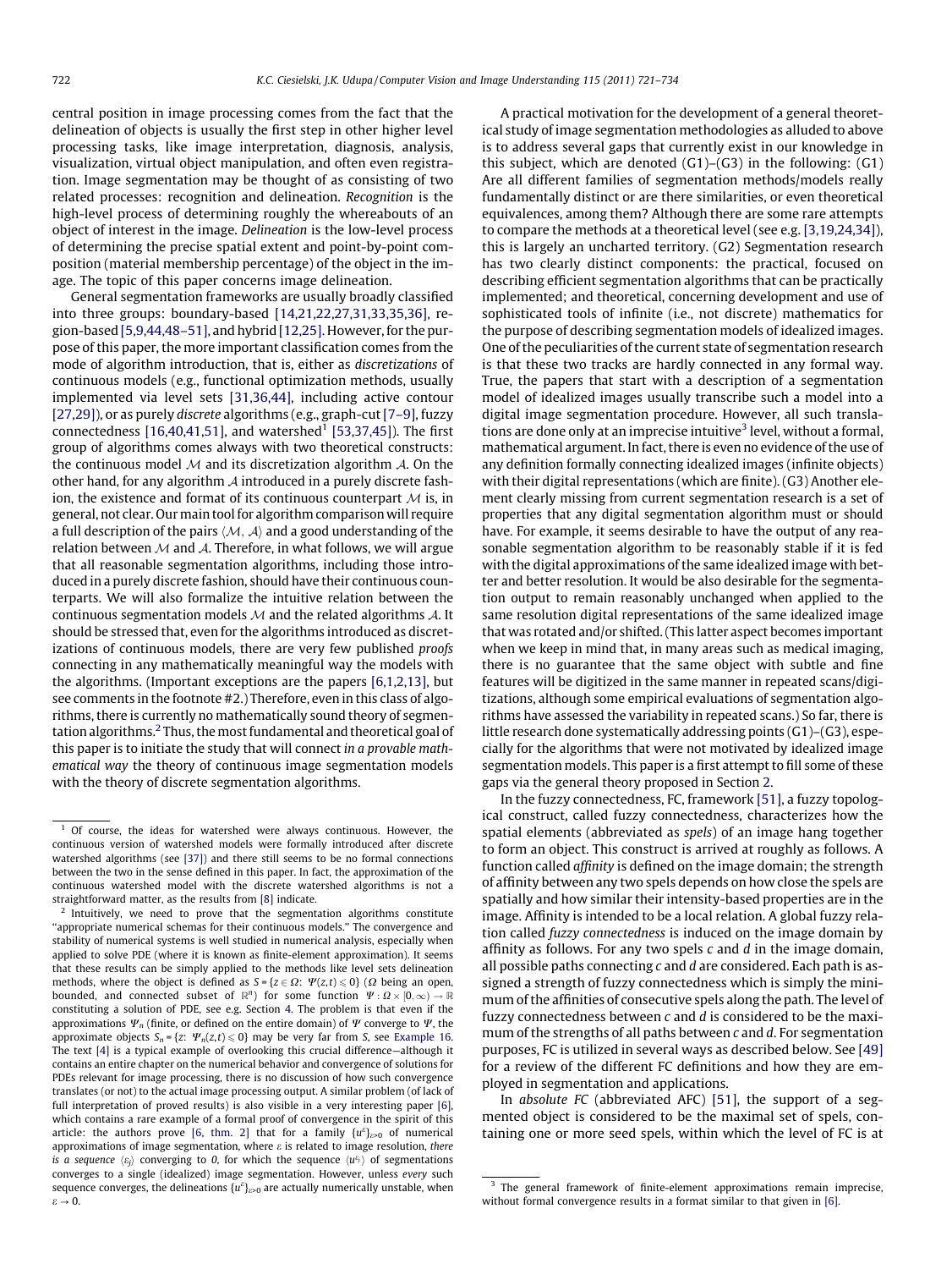central position in image processing comes from the fact that the delineation of objects is usually the first step in other higher level processing tasks, like image interpretation, diagnosis, analysis, visualization, virtual object manipulation, and often even registration. Image segmentation may be thought of as consisting of two related processes: recognition and delineation. *Recognition* is the high-level process of determining roughly the whereabouts of an object of interest in the image. *Delineation* is the low-level process of determining the precise spatial extent and point-by-point composition (material membership percentage) of the object in the image. The topic of this paper concerns image delineation.

General segmentation frameworks are usually broadly classified into three groups: boundary-based [14,21,22,27,31,33,35,36], region-based [5,9,44,48–51], and hybrid [12,25]. However, for the purpose of this paper, the more important classification comes from the mode of algorithm introduction, that is, either as *discretizations* of continuous models (e.g., functional optimization methods, usually implemented via level sets [31,36,44], including active contour [27,29]), or as purely *discrete* algorithms (e.g., graph-cut [7–9], fuzzy connectedness [16,40,41,51], and watershed[1] [53,37,45]). The first group of algorithms comes always with two theoretical constructs: the continuous model $\mathcal{M}$ and its discretization algorithm $\mathcal{A}$. On the other hand, for any algorithm $\mathcal{A}$ introduced in a purely discrete fashion, the existence and format of its continuous counterpart $\mathcal{M}$ is, in general, not clear. Our main tool for algorithm comparison will require a full description of the pairs $\langle \mathcal{M}, \mathcal{A} \rangle$ and a good understanding of the relation between $\mathcal{M}$ and $\mathcal{A}$. Therefore, in what follows, we will argue that all reasonable segmentation algorithms, including those introduced in a purely discrete fashion, should have their continuous counterparts. We will also formalize the intuitive relation between the continuous segmentation models $\mathcal{M}$ and the related algorithms $\mathcal{A}$. It should be stressed that, even for the algorithms introduced as discretizations of continuous models, there are very few published *proofs* connecting in any mathematically meaningful way the models with the algorithms. (Important exceptions are the papers [6,1,2,13], but see comments in the footnote #2.) Therefore, even in this class of algorithms, there is currently no mathematically sound theory of segmentation algorithms.[2] Thus, the most fundamental and theoretical goal of this paper is to initiate the study that will connect *in a provable mathematical way* the theory of continuous image segmentation models with the theory of discrete segmentation algorithms.

A practical motivation for the development of a general theoretical study of image segmentation methodologies as alluded to above is to address several gaps that currently exist in our knowledge in this subject, which are denoted (G1)–(G3) in the following: (G1) Are all different families of segmentation methods/models really fundamentally distinct or are there similarities, or even theoretical equivalences, among them? Although there are some rare attempts to compare the methods at a theoretical level (see e.g. [3,19,24,34]), this is largely an uncharted territory. (G2) Segmentation research has two clearly distinct components: the practical, focused on describing efficient segmentation algorithms that can be practically implemented; and theoretical, concerning development and use of sophisticated tools of infinite (i.e., not discrete) mathematics for the purpose of describing segmentation models of idealized images. One of the peculiarities of the current state of segmentation research is that these two tracks are hardly connected in any formal way. True, the papers that start with a description of a segmentation model of idealized images usually transcribe such a model into a digital image segmentation procedure. However, all such translations are done only at an imprecise intuitive[3] level, without a formal, mathematical argument. In fact, there is even no evidence of the use of any definition formally connecting idealized images (infinite objects) with their digital representations (which are finite). (G3) Another element clearly missing from current segmentation research is a set of properties that any digital segmentation algorithm must or should have. For example, it seems desirable to have the output of any reasonable segmentation algorithm to be reasonably stable if it is fed with the digital approximations of the same idealized image with better and better resolution. It would be also desirable for the segmentation output to remain reasonably unchanged when applied to the same resolution digital representations of the same idealized image that was rotated and/or shifted. (This latter aspect becomes important when we keep in mind that, in many areas such as medical imaging, there is no guarantee that the same object with subtle and fine features will be digitized in the same manner in repeated scans/digitizations, although some empirical evaluations of segmentation algorithms have assessed the variability in repeated scans.) So far, there is little research done systematically addressing points (G1)–(G3), especially for the algorithms that were not motivated by idealized image segmentation models. This paper is a first attempt to fill some of these gaps via the general theory proposed in Section 2.

In the fuzzy connectedness, FC, framework [51], a fuzzy topological construct, called fuzzy connectedness, characterizes how the spatial elements (abbreviated as *spels*) of an image hang together to form an object. This construct is arrived at roughly as follows. A function called *affinity* is defined on the image domain; the strength of affinity between any two spels depends on how close the spels are spatially and how similar their intensity-based properties are in the image. Affinity is intended to be a local relation. A global fuzzy relation called *fuzzy connectedness* is induced on the image domain by affinity as follows. For any two spels $c$ and $d$ in the image domain, all possible paths connecting $c$ and $d$ are considered. Each path is assigned a strength of fuzzy connectedness which is simply the minimum of the affinities of consecutive spels along the path. The level of fuzzy connectedness between $c$ and $d$ is considered to be the maximum of the strengths of all paths between $c$ and $d$. For segmentation purposes, FC is utilized in several ways as described below. See [49] for a review of the different FC definitions and how they are employed in segmentation and applications.

In *absolute FC* (abbreviated AFC) [51], the support of a segmented object is considered to be the maximal set of spels, containing one or more seed spels, within which the level of FC is at

---

[1] Of course, the ideas for watershed were always continuous. However, the continuous version of watershed models were formally introduced after discrete watershed algorithms (see [37]) and there still seems to be no formal connections between the two in the sense defined in this paper. In fact, the approximation of the continuous watershed model with the discrete watershed algorithms is not a straightforward matter, as the results from [8] indicate.

[2] Intuitively, we need to prove that the segmentation algorithms constitute "appropriate numerical schemas for their continuous models." The convergence and stability of numerical systems is well studied in numerical analysis, especially when applied to solve PDE (where it is known as finite-element approximation). It seems that these results can be simply applied to the methods like level sets delineation methods, where the object is defined as $S = \{z \in \Omega\colon\ \Psi(z,t) \leqslant 0\}$ ($\Omega$ being an open, bounded, and connected subset of $\mathbb{R}^n$) for some function $\Psi\colon \Omega \times [0,\infty) \to \mathbb{R}$ constituting a solution of PDE, see e.g. Section 4. The problem is that even if the approximations $\Psi_n$ (finite, or defined on the entire domain) of $\Psi$ converge to $\Psi$, the approximate objects $S_n = \{z\colon\ \Psi_n(z,t) \leqslant 0\}$ may be very far from $S$, see Example 16. The text [4] is a typical example of overlooking this crucial difference—although it contains an entire chapter on the numerical behavior and convergence of solutions for PDEs relevant for image processing, there is no discussion of how such convergence translates (or not) to the actual image processing output. A similar problem (of lack of full interpretation of proved results) is also visible in a very interesting paper [6], which contains a rare example of a formal proof of convergence in the spirit of this article: the authors prove [6, thm. 2] that for a family $\{u^\varepsilon\}_{\varepsilon>0}$ of numerical approximations of image segmentation, where $\varepsilon$ is related to image resolution, *there is a sequence* $\langle \varepsilon_j \rangle$ *converging to 0*, for which the sequence $\langle u^{\varepsilon_j} \rangle$ of segmentations converges to a single (idealized) image segmentation. However, unless *every* such sequence converges, the delineations $\{u^\varepsilon\}_{\varepsilon>0}$ are actually numerically unstable, when $\varepsilon \to 0$.

[3] The general framework of finite-element approximations remain imprecise, without formal convergence results in a format similar to that given in [6].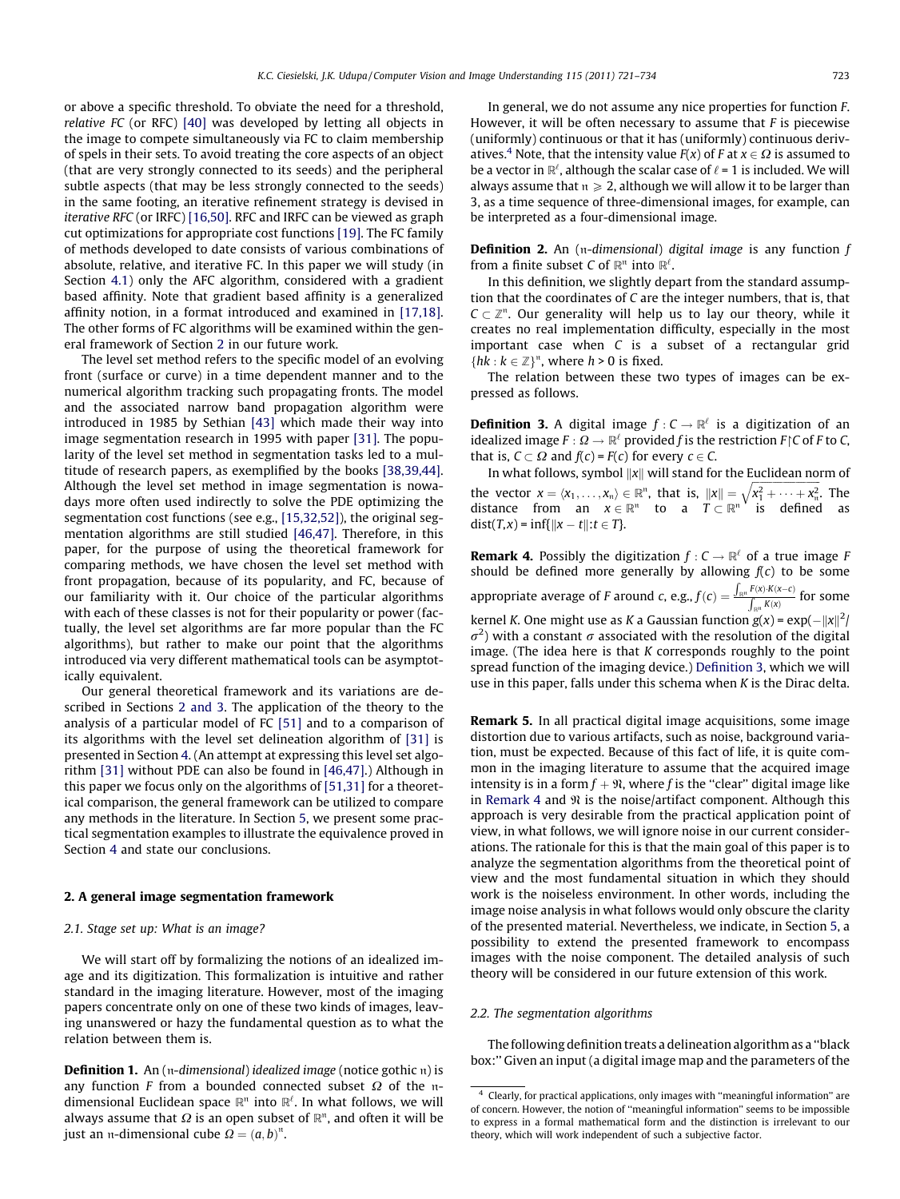or above a specific threshold. To obviate the need for a threshold, *relative FC* (or RFC) [40] was developed by letting all objects in the image to compete simultaneously via FC to claim membership of spels in their sets. To avoid treating the core aspects of an object (that are very strongly connected to its seeds) and the peripheral subtle aspects (that may be less strongly connected to the seeds) in the same footing, an iterative refinement strategy is devised in *iterative RFC* (or IRFC) [16,50]. RFC and IRFC can be viewed as graph cut optimizations for appropriate cost functions [19]. The FC family of methods developed to date consists of various combinations of absolute, relative, and iterative FC. In this paper we will study (in Section 4.1) only the AFC algorithm, considered with a gradient based affinity. Note that gradient based affinity is a generalized affinity notion, in a format introduced and examined in [17,18]. The other forms of FC algorithms will be examined within the general framework of Section 2 in our future work.

The level set method refers to the specific model of an evolving front (surface or curve) in a time dependent manner and to the numerical algorithm tracking such propagating fronts. The model and the associated narrow band propagation algorithm were introduced in 1985 by Sethian [43] which made their way into image segmentation research in 1995 with paper [31]. The popularity of the level set method in segmentation tasks led to a multitude of research papers, as exemplified by the books [38,39,44]. Although the level set method in image segmentation is nowadays more often used indirectly to solve the PDE optimizing the segmentation cost functions (see e.g., [15,32,52]), the original segmentation algorithms are still studied [46,47]. Therefore, in this paper, for the purpose of using the theoretical framework for comparing methods, we have chosen the level set method with front propagation, because of its popularity, and FC, because of our familiarity with it. Our choice of the particular algorithms with each of these classes is not for their popularity or power (factually, the level set algorithms are far more popular than the FC algorithms), but rather to make our point that the algorithms introduced via very different mathematical tools can be asymptotically equivalent.

Our general theoretical framework and its variations are described in Sections 2 and 3. The application of the theory to the analysis of a particular model of FC [51] and to a comparison of its algorithms with the level set delineation algorithm of [31] is presented in Section 4. (An attempt at expressing this level set algorithm [31] without PDE can also be found in [46,47].) Although in this paper we focus only on the algorithms of [51,31] for a theoretical comparison, the general framework can be utilized to compare any methods in the literature. In Section 5, we present some practical segmentation examples to illustrate the equivalence proved in Section 4 and state our conclusions.

## 2. A general image segmentation framework

### 2.1. Stage set up: What is an image?

We will start off by formalizing the notions of an idealized image and its digitization. This formalization is intuitive and rather standard in the imaging literature. However, most of the imaging papers concentrate only on one of these two kinds of images, leaving unanswered or hazy the fundamental question as to what the relation between them is.

**Definition 1.** An ($\mathfrak{n}$-*dimensional*) *idealized image* (notice gothic $\mathfrak{n}$) is any function $F$ from a bounded connected subset $\Omega$ of the $\mathfrak{n}$-dimensional Euclidean space $\mathbb{R}^{\mathfrak{n}}$ into $\mathbb{R}^{\ell}$. In what follows, we will always assume that $\Omega$ is an open subset of $\mathbb{R}^{\mathfrak{n}}$, and often it will be just an $\mathfrak{n}$-dimensional cube $\Omega = (a,b)^{\mathfrak{n}}$.

In general, we do not assume any nice properties for function $F$. However, it will be often necessary to assume that $F$ is piecewise (uniformly) continuous or that it has (uniformly) continuous derivatives.[4] Note, that the intensity value $F(x)$ of $F$ at $x \in \Omega$ is assumed to be a vector in $\mathbb{R}^{\ell}$, although the scalar case of $\ell = 1$ is included. We will always assume that $\mathfrak{n} \geqslant 2$, although we will allow it to be larger than 3, as a time sequence of three-dimensional images, for example, can be interpreted as a four-dimensional image.

**Definition 2.** An ($\mathfrak{n}$-*dimensional*) *digital image* is any function $f$ from a finite subset $C$ of $\mathbb{R}^{\mathfrak{n}}$ into $\mathbb{R}^{\ell}$.

In this definition, we slightly depart from the standard assumption that the coordinates of $C$ are the integer numbers, that is, that $C \subset \mathbb{Z}^{\mathfrak{n}}$. Our generality will help us to lay our theory, while it creates no real implementation difficulty, especially in the most important case when $C$ is a subset of a rectangular grid $\{hk : k \in \mathbb{Z}\}^{\mathfrak{n}}$, where $h > 0$ is fixed.

The relation between these two types of images can be expressed as follows.

**Definition 3.** A digital image $f : C \to \mathbb{R}^{\ell}$ is a digitization of an idealized image $F : \Omega \to \mathbb{R}^{\ell}$ provided $f$ is the restriction $F{\restriction}C$ of $F$ to $C$, that is, $C \subset \Omega$ and $f(c) = F(c)$ for every $c \in C$.

In what follows, symbol $\|x\|$ will stand for the Euclidean norm of the vector $x = \langle x_1, \ldots, x_{\mathfrak{n}} \rangle \in \mathbb{R}^{\mathfrak{n}}$, that is, $\|x\| = \sqrt{x_1^2 + \cdots + x_{\mathfrak{n}}^2}$. The distance from an $x \in \mathbb{R}^{\mathfrak{n}}$ to a $T \subset \mathbb{R}^{\mathfrak{n}}$ is defined as $\mathrm{dist}(T,x) = \inf\{\|x - t\| : t \in T\}$.

**Remark 4.** Possibly the digitization $f : C \to \mathbb{R}^{\ell}$ of a true image $F$ should be defined more generally by allowing $f(c)$ to be some appropriate average of $F$ around $c$, e.g., $f(c) = \frac{\int_{\mathbb{R}^{\mathfrak{n}}} F(x) \cdot K(x-c)}{\int_{\mathbb{R}^{\mathfrak{n}}} K(x)}$ for some kernel $K$. One might use as $K$ a Gaussian function $g(x) = \exp(-\|x\|^2/\sigma^2)$ with a constant $\sigma$ associated with the resolution of the digital image. (The idea here is that $K$ corresponds roughly to the point spread function of the imaging device.) Definition 3, which we will use in this paper, falls under this schema when $K$ is the Dirac delta.

**Remark 5.** In all practical digital image acquisitions, some image distortion due to various artifacts, such as noise, background variation, must be expected. Because of this fact of life, it is quite common in the imaging literature to assume that the acquired image intensity is in a form $f + \mathfrak{R}$, where $f$ is the "clear" digital image like in Remark 4 and $\mathfrak{R}$ is the noise/artifact component. Although this approach is very desirable from the practical application point of view, in what follows, we will ignore noise in our current considerations. The rationale for this is that the main goal of this paper is to analyze the segmentation algorithms from the theoretical point of view and the most fundamental situation in which they should work is the noiseless environment. In other words, including the image noise analysis in what follows would only obscure the clarity of the presented material. Nevertheless, we indicate, in Section 5, a possibility to extend the presented framework to encompass images with the noise component. The detailed analysis of such theory will be considered in our future extension of this work.

### 2.2. The segmentation algorithms

The following definition treats a delineation algorithm as a "black box:" Given an input (a digital image map and the parameters of the

[4] Clearly, for practical applications, only images with "meaningful information" are of concern. However, the notion of "meaningful information" seems to be impossible to express in a formal mathematical form and the distinction is irrelevant to our theory, which will work independent of such a subjective factor.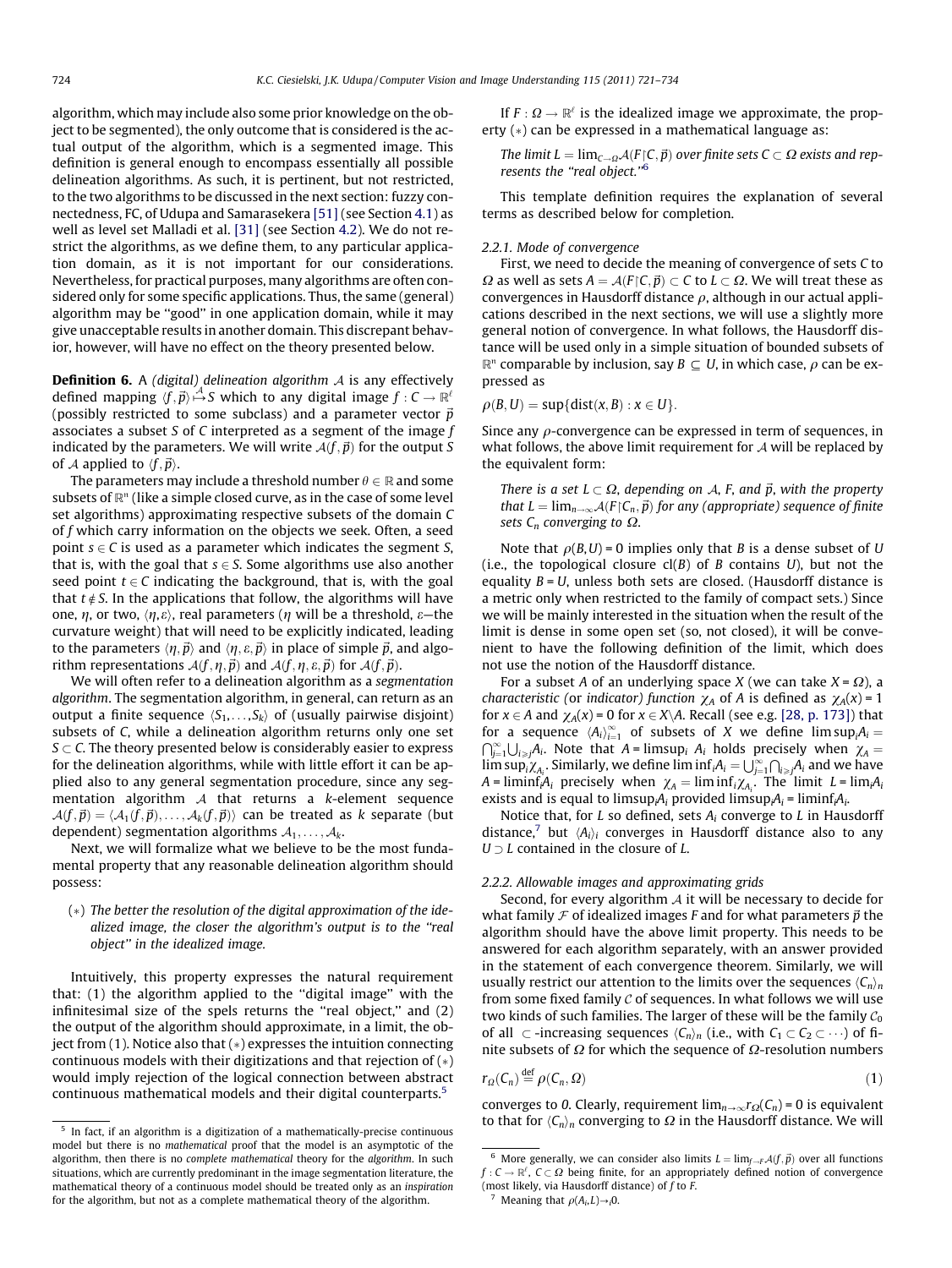algorithm, which may include also some prior knowledge on the object to be segmented), the only outcome that is considered is the actual output of the algorithm, which is a segmented image. This definition is general enough to encompass essentially all possible delineation algorithms. As such, it is pertinent, but not restricted, to the two algorithms to be discussed in the next section: fuzzy connectedness, FC, of Udupa and Samarasekera [51] (see Section 4.1) as well as level set Malladi et al. [31] (see Section 4.2). We do not restrict the algorithms, as we define them, to any particular application domain, as it is not important for our considerations. Nevertheless, for practical purposes, many algorithms are often considered only for some specific applications. Thus, the same (general) algorithm may be "good" in one application domain, while it may give unacceptable results in another domain. This discrepant behavior, however, will have no effect on the theory presented below.

**Definition 6.** A *(digital) delineation algorithm* $\mathcal{A}$ is any effectively defined mapping $\langle f, \vec{p}\rangle \overset{\mathcal{A}}{\mapsto} S$ which to any digital image $f: C \to \mathbb{R}^\ell$ (possibly restricted to some subclass) and a parameter vector $\vec{p}$ associates a subset $S$ of $C$ interpreted as a segment of the image $f$ indicated by the parameters. We will write $\mathcal{A}(f, \vec{p})$ for the output $S$ of $\mathcal{A}$ applied to $\langle f, \vec{p}\rangle$.

The parameters may include a threshold number $\theta \in \mathbb{R}$ and some subsets of $\mathbb{R}^n$ (like a simple closed curve, as in the case of some level set algorithms) approximating respective subsets of the domain $C$ of $f$ which carry information on the objects we seek. Often, a seed point $s \in C$ is used as a parameter which indicates the segment $S$, that is, with the goal that $s \in S$. Some algorithms use also another seed point $t \in C$ indicating the background, that is, with the goal that $t \notin S$. In the applications that follow, the algorithms will have one, $\eta$, or two, $\langle \eta, \varepsilon\rangle$, real parameters ($\eta$ will be a threshold, $\varepsilon$—the curvature weight) that will need to be explicitly indicated, leading to the parameters $\langle \eta, \vec{p}\rangle$ and $\langle \eta, \varepsilon, \vec{p}\rangle$ in place of simple $\vec{p}$, and algorithm representations $\mathcal{A}(f, \eta, \vec{p})$ and $\mathcal{A}(f, \eta, \varepsilon, \vec{p})$ for $\mathcal{A}(f, \vec{p})$.

We will often refer to a delineation algorithm as a *segmentation algorithm*. The segmentation algorithm, in general, can return as an output a finite sequence $\langle S_1, \ldots, S_k\rangle$ of (usually pairwise disjoint) subsets of $C$, while a delineation algorithm returns only one set $S \subset C$. The theory presented below is considerably easier to express for the delineation algorithms, while with little effort it can be applied also to any general segmentation procedure, since any segmentation algorithm $\mathcal{A}$ that returns a $k$-element sequence $\mathcal{A}(f, \vec{p}) = \langle \mathcal{A}_1(f, \vec{p}), \ldots, \mathcal{A}_k(f, \vec{p})\rangle$ can be treated as $k$ separate (but dependent) segmentation algorithms $\mathcal{A}_1, \ldots, \mathcal{A}_k$.

Next, we will formalize what we believe to be the most fundamental property that any reasonable delineation algorithm should possess:

($*$) *The better the resolution of the digital approximation of the idealized image, the closer the algorithm's output is to the "real object" in the idealized image.*

Intuitively, this property expresses the natural requirement that: (1) the algorithm applied to the "digital image" with the infinitesimal size of the spels returns the "real object," and (2) the output of the algorithm should approximate, in a limit, the object from (1). Notice also that ($*$) expresses the intuition connecting continuous models with their digitizations and that rejection of ($*$) would imply rejection of the logical connection between abstract continuous mathematical models and their digital counterparts.[5]

If $F: \Omega \to \mathbb{R}^\ell$ is the idealized image we approximate, the property ($*$) can be expressed in a mathematical language as:

*The limit $L = \lim_{C \to \Omega} \mathcal{A}(F{\restriction}C, \vec{p})$ over finite sets $C \subset \Omega$ exists and represents the "real object."*[6]

This template definition requires the explanation of several terms as described below for completion.

### 2.2.1. Mode of convergence

First, we need to decide the meaning of convergence of sets $C$ to $\Omega$ as well as sets $A = \mathcal{A}(F{\restriction}C, \vec{p}) \subset C$ to $L \subset \Omega$. We will treat these as convergences in Hausdorff distance $\rho$, although in our actual applications described in the next sections, we will use a slightly more general notion of convergence. In what follows, the Hausdorff distance will be used only in a simple situation of bounded subsets of $\mathbb{R}^n$ comparable by inclusion, say $B \subseteq U$, in which case, $\rho$ can be expressed as

$$\rho(B, U) = \sup\{\text{dist}(x, B) : x \in U\}.$$

Since any $\rho$-convergence can be expressed in term of sequences, in what follows, the above limit requirement for $\mathcal{A}$ will be replaced by the equivalent form:

*There is a set $L \subset \Omega$, depending on $\mathcal{A}$, $F$, and $\vec{p}$, with the property that $L = \lim_{n\to\infty} \mathcal{A}(F{\restriction}C_n, \vec{p})$ for any (appropriate) sequence of finite sets $C_n$ converging to $\Omega$.*

Note that $\rho(B, U) = 0$ implies only that $B$ is a dense subset of $U$ (i.e., the topological closure $\text{cl}(B)$ of $B$ contains $U$), but not the equality $B = U$, unless both sets are closed. (Hausdorff distance is a metric only when restricted to the family of compact sets.) Since we will be mainly interested in the situation when the result of the limit is dense in some open set (so, not closed), it will be convenient to have the following definition of the limit, which does not use the notion of the Hausdorff distance.

For a subset $A$ of an underlying space $X$ (we can take $X = \Omega$), a *characteristic* (or *indicator*) *function* $\chi_A$ of $A$ is defined as $\chi_A(x) = 1$ for $x \in A$ and $\chi_A(x) = 0$ for $x \in X \setminus A$. Recall (see e.g. [28, p. 173]) that for a sequence $\langle A_i\rangle_{i=1}^\infty$ of subsets of $X$ we define $\limsup_i A_i = \bigcap_{j=1}^\infty \bigcup_{i \geqslant j} A_i$. Note that $A = \limsup_i A_i$ holds precisely when $\chi_A = \limsup_i \chi_{A_i}$. Similarly, we define $\liminf_i A_i = \bigcup_{j=1}^\infty \bigcap_{i \geqslant j} A_i$ and we have $A = \liminf_i A_i$ precisely when $\chi_A = \liminf_i \chi_{A_i}$. The limit $L = \lim_i A_i$ exists and is equal to $\limsup_i A_i$ provided $\limsup_i A_i = \liminf_i A_i$.

Notice that, for $L$ so defined, sets $A_i$ converge to $L$ in Hausdorff distance,[7] but $\langle A_i\rangle_i$ converges in Hausdorff distance also to any $U \supset L$ contained in the closure of $L$.

### 2.2.2. Allowable images and approximating grids

Second, for every algorithm $\mathcal{A}$ it will be necessary to decide for what family $\mathcal{F}$ of idealized images $F$ and for what parameters $\vec{p}$ the algorithm should have the above limit property. This needs to be answered for each algorithm separately, with an answer provided in the statement of each convergence theorem. Similarly, we will usually restrict our attention to the limits over the sequences $\langle C_n\rangle_n$ from some fixed family $\mathcal{C}$ of sequences. In what follows we will use two kinds of such families. The larger of these will be the family $\mathcal{C}_0$ of all $\subset$-increasing sequences $\langle C_n\rangle_n$ (i.e., with $C_1 \subset C_2 \subset \cdots$) of finite subsets of $\Omega$ for which the sequence of $\Omega$-resolution numbers

$$r_\Omega(C_n) \overset{\text{def}}{=} \rho(C_n, \Omega) \tag{1}$$

converges to *0*. Clearly, requirement $\lim_{n\to\infty} r_\Omega(C_n) = 0$ is equivalent to that for $\langle C_n\rangle_n$ converging to $\Omega$ in the Hausdorff distance. We will

---

[5] In fact, if an algorithm is a digitization of a mathematically-precise continuous model but there is no *mathematical* proof that the model is an asymptotic of the algorithm, then there is no *complete mathematical* theory for the *algorithm*. In such situations, which are currently predominant in the image segmentation literature, the mathematical theory of a continuous model should be treated only as an *inspiration* for the algorithm, but not as a complete mathematical theory of the algorithm.

[6] More generally, we can consider also limits $L = \lim_{f \to F} \mathcal{A}(f, \vec{p})$ over all functions $f: C \to \mathbb{R}^\ell$, $C \subset \Omega$ being finite, for an appropriately defined notion of convergence (most likely, via Hausdorff distance) of $f$ to $F$.

[7] Meaning that $\rho(A_i, L) \to_i 0$.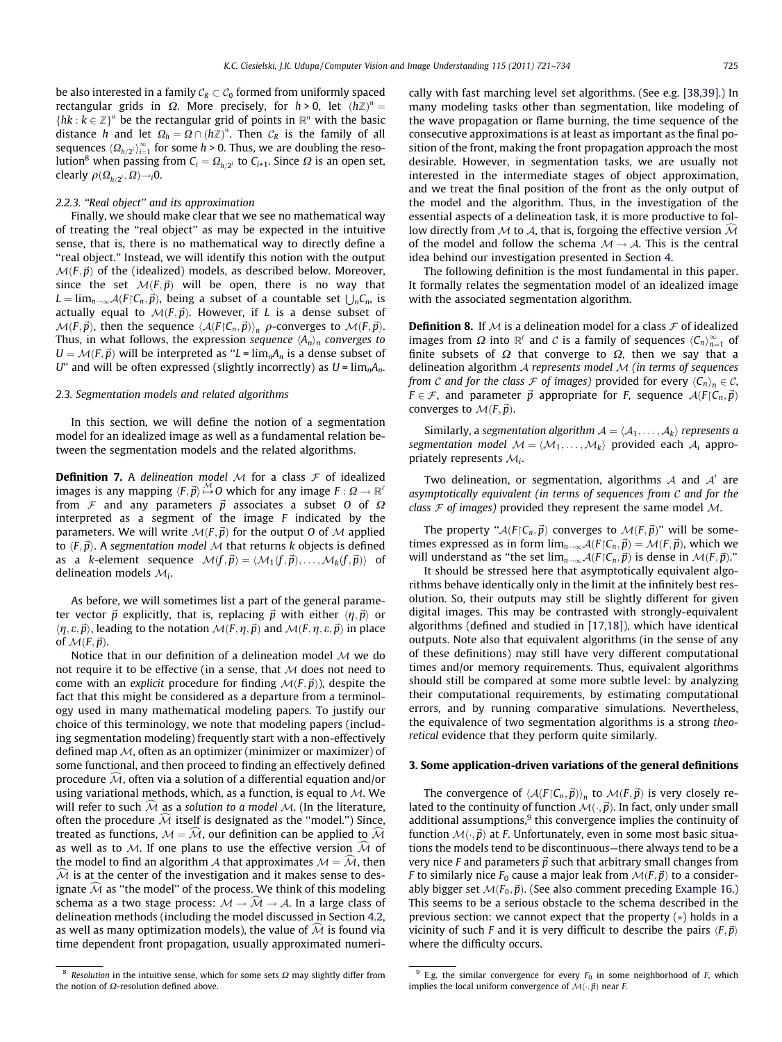be also interested in a family $\mathcal{C}_R \subset \mathcal{C}_0$ formed from uniformly spaced rectangular grids in $\Omega$. More precisely, for $h > 0$, let $(h\mathbb{Z})^n = \{hk : k \in \mathbb{Z}\}^n$ be the rectangular grid of points in $\mathbb{R}^n$ with the basic distance $h$ and let $\Omega_h = \Omega \cap (h\mathbb{Z})^n$. Then $\mathcal{C}_R$ is the family of all sequences $\langle \Omega_{h/2^i} \rangle_{i=1}^{\infty}$ for some $h > 0$. Thus, we are doubling the resolution[8] when passing from $C_i = \Omega_{h/2^i}$ to $C_{i+1}$. Since $\Omega$ is an open set, clearly $\rho(\Omega_{h/2^i}, \Omega) \to_i 0$.

#### 2.2.3. "Real object" and its approximation

Finally, we should make clear that we see no mathematical way of treating the "real object" as may be expected in the intuitive sense, that is, there is no mathematical way to directly define a "real object." Instead, we will identify this notion with the output $\mathcal{M}(F, \vec{p})$ of the (idealized) models, as described below. Moreover, since the set $\mathcal{M}(F, \vec{p})$ will be open, there is no way that $L = \lim_{n\to\infty} \mathcal{A}(F \upharpoonright C_n, \vec{p})$, being a subset of a countable set $\bigcup_n C_n$, is actually equal to $\mathcal{M}(F, \vec{p})$. However, if $L$ is a dense subset of $\mathcal{M}(F, \vec{p})$, then the sequence $\langle \mathcal{A}(F \upharpoonright C_n, \vec{p}) \rangle_n$ $\rho$-converges to $\mathcal{M}(F, \vec{p})$. Thus, in what follows, the expression *sequence* $\langle A_n \rangle_n$ *converges to* $U = \mathcal{M}(F, \vec{p})$ will be interpreted as "$L = \lim_n A_n$ is a dense subset of $U$" and will be often expressed (slightly incorrectly) as $U = \lim_n A_n$.

### 2.3. Segmentation models and related algorithms

In this section, we will define the notion of a segmentation model for an idealized image as well as a fundamental relation between the segmentation models and the related algorithms.

**Definition 7.** A *delineation model* $\mathcal{M}$ for a class $\mathcal{F}$ of idealized images is any mapping $\langle F, \vec{p} \rangle \overset{\mathcal{M}}{\mapsto} O$ which for any image $F : \Omega \to \mathbb{R}^\ell$ from $\mathcal{F}$ and any parameters $\vec{p}$ associates a subset $O$ of $\Omega$ interpreted as a segment of the image $F$ indicated by the parameters. We will write $\mathcal{M}(F, \vec{p})$ for the output $O$ of $\mathcal{M}$ applied to $\langle F, \vec{p} \rangle$. A *segmentation model* $\mathcal{M}$ that returns $k$ objects is defined as a $k$-element sequence $\mathcal{M}(f, \vec{p}) = \langle \mathcal{M}_1(f, \vec{p}), \ldots, \mathcal{M}_k(f, \vec{p}) \rangle$ of delineation models $\mathcal{M}_i$.

As before, we will sometimes list a part of the general parameter vector $\vec{p}$ explicitly, that is, replacing $\vec{p}$ with either $\langle \eta, \vec{p} \rangle$ or $\langle \eta, \varepsilon, \vec{p} \rangle$, leading to the notation $\mathcal{M}(F, \eta, \vec{p})$ and $\mathcal{M}(F, \eta, \varepsilon, \vec{p})$ in place of $\mathcal{M}(F, \vec{p})$.

Notice that in our definition of a delineation model $\mathcal{M}$ we do not require it to be effective (in a sense, that $\mathcal{M}$ does not need to come with an *explicit* procedure for finding $\mathcal{M}(F, \vec{p})$), despite the fact that this might be considered as a departure from a terminology used in many mathematical modeling papers. To justify our choice of this terminology, we note that modeling papers (including segmentation modeling) frequently start with a non-effectively defined map $\mathcal{M}$, often as an optimizer (minimizer or maximizer) of some functional, and then proceed to finding an effectively defined procedure $\widehat{\mathcal{M}}$, often via a solution of a differential equation and/or using variational methods, which, as a function, is equal to $\mathcal{M}$. We will refer to such $\widehat{\mathcal{M}}$ as a *solution to a model* $\mathcal{M}$. (In the literature, often the procedure $\widehat{\mathcal{M}}$ itself is designated as the "model.") Since, treated as functions, $\mathcal{M} = \widehat{\mathcal{M}}$, our definition can be applied to $\widehat{\mathcal{M}}$ as well as to $\mathcal{M}$. If one plans to use the effective version $\widehat{\mathcal{M}}$ of the model to find an algorithm $\mathcal{A}$ that approximates $\mathcal{M} = \widehat{\mathcal{M}}$, then $\widehat{\mathcal{M}}$ is at the center of the investigation and it makes sense to designate $\widehat{\mathcal{M}}$ as "the model" of the process. We think of this modeling schema as a two stage process: $\mathcal{M} \to \widehat{\mathcal{M}} \to \mathcal{A}$. In a large class of delineation methods (including the model discussed in Section 4.2, as well as many optimization models), the value of $\widehat{\mathcal{M}}$ is found via time dependent front propagation, usually approximated numerically with fast marching level set algorithms. (See e.g. [38,39].) In many modeling tasks other than segmentation, like modeling of the wave propagation or flame burning, the time sequence of the consecutive approximations is at least as important as the final position of the front, making the front propagation approach the most desirable. However, in segmentation tasks, we are usually not interested in the intermediate stages of object approximation, and we treat the final position of the front as the only output of the model and the algorithm. Thus, in the investigation of the essential aspects of a delineation task, it is more productive to follow directly from $\mathcal{M}$ to $\mathcal{A}$, that is, forgoing the effective version $\widehat{\mathcal{M}}$ of the model and follow the schema $\mathcal{M} \to \mathcal{A}$. This is the central idea behind our investigation presented in Section 4.

The following definition is the most fundamental in this paper. It formally relates the segmentation model of an idealized image with the associated segmentation algorithm.

**Definition 8.** If $\mathcal{M}$ is a delineation model for a class $\mathcal{F}$ of idealized images from $\Omega$ into $\mathbb{R}^\ell$ and $\mathcal{C}$ is a family of sequences $\langle C_n \rangle_{n=1}^{\infty}$ of finite subsets of $\Omega$ that converge to $\Omega$, then we say that a delineation algorithm $\mathcal{A}$ *represents model* $\mathcal{M}$ *(in terms of sequences from* $\mathcal{C}$ *and for the class* $\mathcal{F}$ *of images)* provided for every $\langle C_n \rangle_n \in \mathcal{C}$, $F \in \mathcal{F}$, and parameter $\vec{p}$ appropriate for $F$, sequence $\mathcal{A}(F \upharpoonright C_n, \vec{p})$ converges to $\mathcal{M}(F, \vec{p})$.

Similarly, a *segmentation algorithm* $\mathcal{A} = \langle \mathcal{A}_1, \ldots, \mathcal{A}_k \rangle$ *represents a segmentation model* $\mathcal{M} = \langle \mathcal{M}_1, \ldots, \mathcal{M}_k \rangle$ provided each $\mathcal{A}_i$ appropriately represents $\mathcal{M}_i$.

Two delineation, or segmentation, algorithms $\mathcal{A}$ and $\mathcal{A}'$ are *asymptotically equivalent (in terms of sequences from* $\mathcal{C}$ *and for the class* $\mathcal{F}$ *of images)* provided they represent the same model $\mathcal{M}$.

The property "$\mathcal{A}(F \upharpoonright C_n, \vec{p})$ converges to $\mathcal{M}(F, \vec{p})$" will be sometimes expressed as in form $\lim_{n\to\infty} \mathcal{A}(F \upharpoonright C_n, \vec{p}) = \mathcal{M}(F, \vec{p})$, which we will understand as "the set $\lim_{n\to\infty} \mathcal{A}(F \upharpoonright C_n, \vec{p})$ is dense in $\mathcal{M}(F, \vec{p})$."

It should be stressed here that asymptotically equivalent algorithms behave identically only in the limit at the infinitely best resolution. So, their outputs may still be slightly different for given digital images. This may be contrasted with strongly-equivalent algorithms (defined and studied in [17,18]), which have identical outputs. Note also that equivalent algorithms (in the sense of any of these definitions) may still have very different computational times and/or memory requirements. Thus, equivalent algorithms should still be compared at some more subtle level: by analyzing their computational requirements, by estimating computational errors, and by running comparative simulations. Nevertheless, the equivalence of two segmentation algorithms is a strong *theoretical* evidence that they perform quite similarly.

## 3. Some application-driven variations of the general definitions

The convergence of $\langle \mathcal{A}(F \upharpoonright C_n, \vec{p}) \rangle_n$ to $\mathcal{M}(F, \vec{p})$ is very closely related to the continuity of function $\mathcal{M}(\cdot, \vec{p})$. In fact, only under small additional assumptions,[9] this convergence implies the continuity of function $\mathcal{M}(\cdot, \vec{p})$ at $F$. Unfortunately, even in some most basic situations the models tend to be discontinuous—there always tend to be a very nice $F$ and parameters $\vec{p}$ such that arbitrary small changes from $F$ to similarly nice $F_0$ cause a major leak from $\mathcal{M}(F, \vec{p})$ to a considerably bigger set $\mathcal{M}(F_0, \vec{p})$. (See also comment preceding Example 16.) This seems to be a serious obstacle to the schema described in the previous section: we cannot expect that the property $(*)$ holds in a vicinity of such $F$ and it is very difficult to describe the pairs $\langle F, \vec{p} \rangle$ where the difficulty occurs.

---

[8] *Resolution* in the intuitive sense, which for some sets $\Omega$ may slightly differ from the notion of $\Omega$-resolution defined above.

[9] E.g. the similar convergence for every $F_0$ in some neighborhood of $F$, which implies the local uniform convergence of $\mathcal{M}(\cdot, \vec{p})$ near $F$.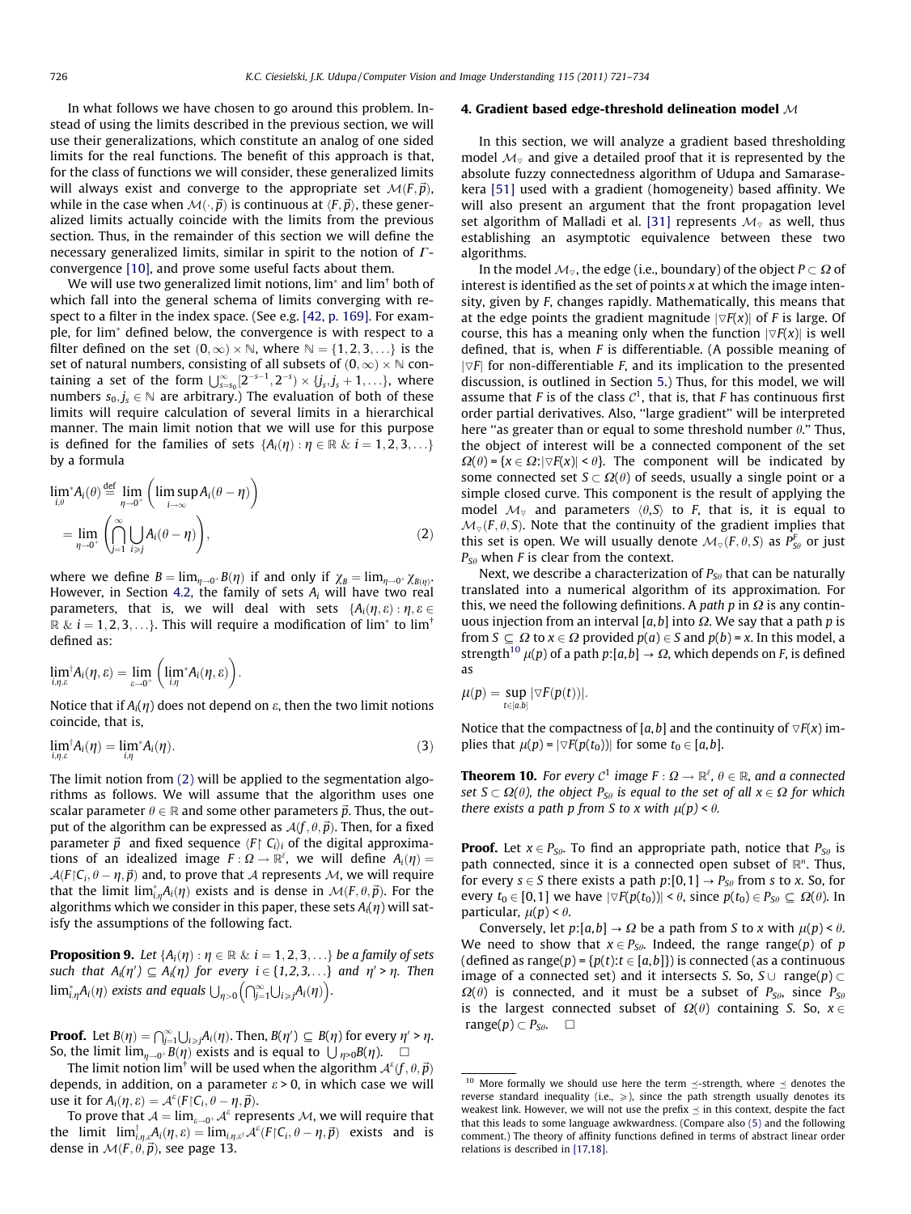In what follows we have chosen to go around this problem. Instead of using the limits described in the previous section, we will use their generalizations, which constitute an analog of one sided limits for the real functions. The benefit of this approach is that, for the class of functions we will consider, these generalized limits will always exist and converge to the appropriate set $\mathcal{M}(F,\vec{p})$, while in the case when $\mathcal{M}(\cdot,\vec{p})$ is continuous at $\langle F,\vec{p}\rangle$, these generalized limits actually coincide with the limits from the previous section. Thus, in the remainder of this section we will define the necessary generalized limits, similar in spirit to the notion of $\Gamma$-convergence [10], and prove some useful facts about them.

We will use two generalized limit notions, $\lim^*$ and $\lim^\dagger$ both of which fall into the general schema of limits converging with respect to a filter in the index space. (See e.g. [42, p. 169]. For example, for $\lim^*$ defined below, the convergence is with respect to a filter defined on the set $(0,\infty)\times\mathbb{N}$, where $\mathbb{N}=\{1,2,3,\ldots\}$ is the set of natural numbers, consisting of all subsets of $(0,\infty)\times\mathbb{N}$ containing a set of the form $\bigcup_{s=s_0}^{\infty}[2^{-s-1},2^{-s})\times\{j_s,j_s+1,\ldots\}$, where numbers $s_0,j_s\in\mathbb{N}$ are arbitrary.) The evaluation of both of these limits will require calculation of several limits in a hierarchical manner. The main limit notion that we will use for this purpose is defined for the families of sets $\{A_i(\eta):\eta\in\mathbb{R}\ \&\ i=1,2,3,\ldots\}$ by a formula

$$\lim_{i,\theta}{}^{*}A_i(\theta)\overset{\text{def}}{=}\lim_{\eta\to 0^+}\left(\limsup_{i\to\infty}A_i(\theta-\eta)\right)=\lim_{\eta\to 0^+}\left(\bigcap_{j=1}^{\infty}\bigcup_{i\geqslant j}A_i(\theta-\eta)\right),\tag{2}$$

where we define $B=\lim_{\eta\to 0^+}B(\eta)$ if and only if $\chi_B=\lim_{\eta\to 0^+}\chi_{B(\eta)}$. However, in Section 4.2, the family of sets $A_i$ will have two real parameters, that is, we will deal with sets $\{A_i(\eta,\varepsilon):\eta,\varepsilon\in\mathbb{R}\ \&\ i=1,2,3,\ldots\}$. This will require a modification of $\lim^*$ to $\lim^\dagger$ defined as:

$$\lim_{i,\eta,\varepsilon}{}^{\dagger}A_i(\eta,\varepsilon)=\lim_{\varepsilon\to 0^+}\left(\lim_{i,\eta}{}^{*}A_i(\eta,\varepsilon)\right).$$

Notice that if $A_i(\eta)$ does not depend on $\varepsilon$, then the two limit notions coincide, that is,

$$\lim_{i,\eta,\varepsilon}{}^{\dagger}A_i(\eta)=\lim_{i,\eta}{}^{*}A_i(\eta).\tag{3}$$

The limit notion from (2) will be applied to the segmentation algorithms as follows. We will assume that the algorithm uses one scalar parameter $\theta\in\mathbb{R}$ and some other parameters $\vec{p}$. Thus, the output of the algorithm can be expressed as $\mathcal{A}(f,\theta,\vec{p})$. Then, for a fixed parameter $\vec{p}$ and fixed sequence $\langle F\restriction C_i\rangle_i$ of the digital approximations of an idealized image $F:\Omega\to\mathbb{R}^\ell$, we will define $A_i(\eta)=\mathcal{A}(F\restriction C_i,\theta-\eta,\vec{p})$ and, to prove that $\mathcal{A}$ represents $\mathcal{M}$, we will require that the limit $\lim^*_{i,\eta}A_i(\eta)$ exists and is dense in $\mathcal{M}(F,\theta,\vec{p})$. For the algorithms which we consider in this paper, these sets $A_i(\eta)$ will satisfy the assumptions of the following fact.

**Proposition 9.** *Let $\{A_i(\eta):\eta\in\mathbb{R}\ \&\ i=1,2,3,\ldots\}$ be a family of sets such that $A_i(\eta')\subseteq A_i(\eta)$ for every $i\in\{1,2,3,\ldots\}$ and $\eta'>\eta$. Then $\lim^*_{i,\eta}A_i(\eta)$ exists and equals $\bigcup_{\eta>0}\left(\bigcap_{j=1}^{\infty}\bigcup_{i\geqslant j}A_i(\eta)\right)$.*

**Proof.** Let $B(\eta)=\bigcap_{j=1}^{\infty}\bigcup_{i\geqslant j}A_i(\eta)$. Then, $B(\eta')\subseteq B(\eta)$ for every $\eta'>\eta$. So, the limit $\lim_{\eta\to 0^+}B(\eta)$ exists and is equal to $\bigcup_{\eta>0}B(\eta)$. □

The limit notion $\lim^\dagger$ will be used when the algorithm $\mathcal{A}^\varepsilon(f,\theta,\vec{p})$ depends, in addition, on a parameter $\varepsilon>0$, in which case we will use it for $A_i(\eta,\varepsilon)=\mathcal{A}^\varepsilon(F\restriction C_i,\theta-\eta,\vec{p})$.

To prove that $\mathcal{A}=\lim_{\varepsilon\to 0^+}\mathcal{A}^\varepsilon$ represents $\mathcal{M}$, we will require that the limit $\lim^\dagger_{i,\eta,\varepsilon}A_i(\eta,\varepsilon)=\lim^\dagger_{i,\eta,\varepsilon}\mathcal{A}^\varepsilon(F\restriction C_i,\theta-\eta,\vec{p})$ exists and is dense in $\mathcal{M}(F,\theta,\vec{p})$, see page 13.

## 4. Gradient based edge-threshold delineation model $\mathcal{M}$

In this section, we will analyze a gradient based thresholding model $\mathcal{M}_\triangledown$ and give a detailed proof that it is represented by the absolute fuzzy connectedness algorithm of Udupa and Samarasekera [51] used with a gradient (homogeneity) based affinity. We will also present an argument that the front propagation level set algorithm of Malladi et al. [31] represents $\mathcal{M}_\triangledown$ as well, thus establishing an asymptotic equivalence between these two algorithms.

In the model $\mathcal{M}_\triangledown$, the edge (i.e., boundary) of the object $P\subset\Omega$ of interest is identified as the set of points $x$ at which the image intensity, given by $F$, changes rapidly. Mathematically, this means that at the edge points the gradient magnitude $|\triangledown F(x)|$ of $F$ is large. Of course, this has a meaning only when the function $|\triangledown F(x)|$ is well defined, that is, when $F$ is differentiable. (A possible meaning of $|\triangledown F|$ for non-differentiable $F$, and its implication to the presented discussion, is outlined in Section 5.) Thus, for this model, we will assume that $F$ is of the class $\mathcal{C}^1$, that is, that $F$ has continuous first order partial derivatives. Also, "large gradient" will be interpreted here "as greater than or equal to some threshold number $\theta$." Thus, the object of interest will be a connected component of the set $\Omega(\theta)=\{x\in\Omega:|\triangledown F(x)|<\theta\}$. The component will be indicated by some connected set $S\subset\Omega(\theta)$ of seeds, usually a single point or a simple closed curve. This component is the result of applying the model $\mathcal{M}_\triangledown$ and parameters $\langle\theta,S\rangle$ to $F$, that is, it is equal to $\mathcal{M}_\triangledown(F,\theta,S)$. Note that the continuity of the gradient implies that this set is open. We will usually denote $\mathcal{M}_\triangledown(F,\theta,S)$ as $P^F_{S\theta}$ or just $P_{S\theta}$ when $F$ is clear from the context.

Next, we describe a characterization of $P_{S\theta}$ that can be naturally translated into a numerical algorithm of its approximation. For this, we need the following definitions. A *path* $p$ in $\Omega$ is any continuous injection from an interval $[a,b]$ into $\Omega$. We say that a path $p$ is from $S\subseteq\Omega$ to $x\in\Omega$ provided $p(a)\in S$ and $p(b)=x$. In this model, a strength[10] $\mu(p)$ of a path $p:[a,b]\to\Omega$, which depends on $F$, is defined as

$$\mu(p)=\sup_{t\in[a,b]}|\triangledown F(p(t))|.$$

Notice that the compactness of $[a,b]$ and the continuity of $\triangledown F(x)$ implies that $\mu(p)=|\triangledown F(p(t_0))|$ for some $t_0\in[a,b]$.

**Theorem 10.** *For every $\mathcal{C}^1$ image $F:\Omega\to\mathbb{R}^\ell$, $\theta\in\mathbb{R}$, and a connected set $S\subset\Omega(\theta)$, the object $P_{S\theta}$ is equal to the set of all $x\in\Omega$ for which there exists a path $p$ from $S$ to $x$ with $\mu(p)<\theta$.*

**Proof.** Let $x\in P_{S\theta}$. To find an appropriate path, notice that $P_{S\theta}$ is path connected, since it is a connected open subset of $\mathbb{R}^n$. Thus, for every $s\in S$ there exists a path $p:[0,1]\to P_{S\theta}$ from $s$ to $x$. So, for every $t_0\in[0,1]$ we have $|\triangledown F(p(t_0))|<\theta$, since $p(t_0)\in P_{S\theta}\subseteq\Omega(\theta)$. In particular, $\mu(p)<\theta$.

Conversely, let $p:[a,b]\to\Omega$ be a path from $S$ to $x$ with $\mu(p)<\theta$. We need to show that $x\in P_{S\theta}$. Indeed, the range range$(p)$ of $p$ (defined as range$(p)=\{p(t):t\in[a,b]\}$) is connected (as a continuous image of a connected set) and it intersects $S$. So, $S\cup$ range$(p)\subset\Omega(\theta)$ is connected, and it must be a subset of $P_{S\theta}$, since $P_{S\theta}$ is the largest connected subset of $\Omega(\theta)$ containing $S$. So, $x\in$ range$(p)\subset P_{S\theta}$. □

---

[10] More formally we should use here the term $\preceq$-strength, where $\preceq$ denotes the reverse standard inequality (i.e., $\geqslant$), since the path strength usually denotes its weakest link. However, we will not use the prefix $\preceq$ in this context, despite the fact that this leads to some language awkwardness. (Compare also (5) and the following comment.) The theory of affinity functions defined in terms of abstract linear order relations is described in [17,18].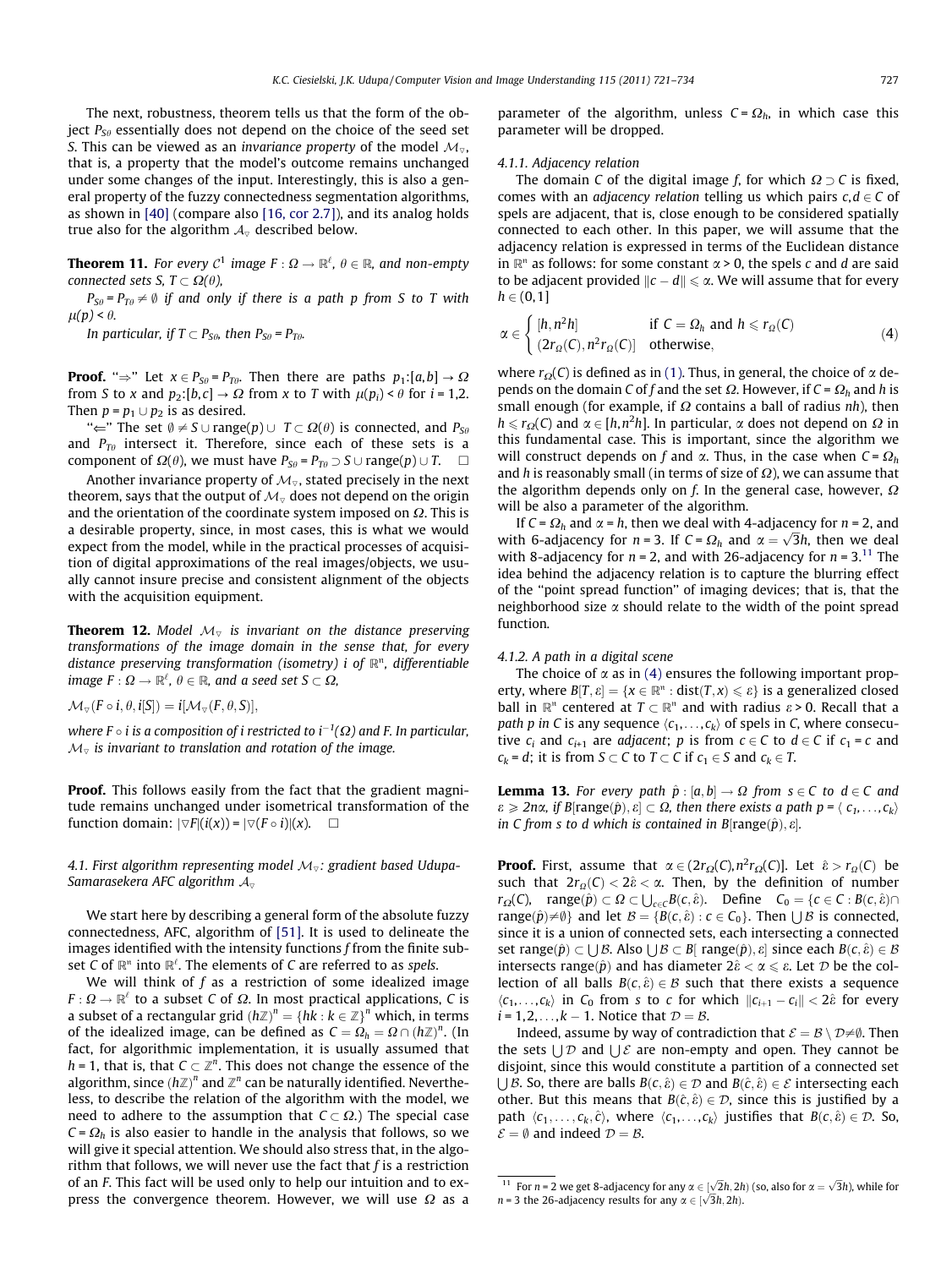The next, robustness, theorem tells us that the form of the object $P_{S\theta}$ essentially does not depend on the choice of the seed set $S$. This can be viewed as an *invariance property* of the model $\mathcal{M}_\triangledown$, that is, a property that the model's outcome remains unchanged under some changes of the input. Interestingly, this is also a general property of the fuzzy connectedness segmentation algorithms, as shown in [40] (compare also [16, cor 2.7]), and its analog holds true also for the algorithm $\mathcal{A}_\triangledown$ described below.

**Theorem 11.** *For every $C^1$ image $F : \Omega \to \mathbb{R}^\ell$, $\theta \in \mathbb{R}$, and non-empty connected sets $S$, $T \subset \Omega(\theta)$,*

*$P_{S\theta} = P_{T\theta} \neq \emptyset$ if and only if there is a path $p$ from $S$ to $T$ with $\mu(p) < \theta$.*

*In particular, if $T \subset P_{S\theta}$, then $P_{S\theta} = P_{T\theta}$.*

**Proof.** "⇒" Let $x \in P_{S\theta} = P_{T\theta}$. Then there are paths $p_1:[a,b] \to \Omega$ from $S$ to $x$ and $p_2:[b,c] \to \Omega$ from $x$ to $T$ with $\mu(p_i) < \theta$ for $i = 1,2$. Then $p = p_1 \cup p_2$ is as desired.

"⇐" The set $\emptyset \neq S \cup \text{range}(p) \cup T \subset \Omega(\theta)$ is connected, and $P_{S\theta}$ and $P_{T\theta}$ intersect it. Therefore, since each of these sets is a component of $\Omega(\theta)$, we must have $P_{S\theta} = P_{T\theta} \supset S \cup \text{range}(p) \cup T$. $\square$

Another invariance property of $\mathcal{M}_\triangledown$, stated precisely in the next theorem, says that the output of $\mathcal{M}_\triangledown$ does not depend on the origin and the orientation of the coordinate system imposed on $\Omega$. This is a desirable property, since, in most cases, this is what we would expect from the model, while in the practical processes of acquisition of digital approximations of the real images/objects, we usually cannot insure precise and consistent alignment of the objects with the acquisition equipment.

**Theorem 12.** *Model $\mathcal{M}_\triangledown$ is invariant on the distance preserving transformations of the image domain in the sense that, for every distance preserving transformation (isometry) $i$ of $\mathbb{R}^n$, differentiable image $F : \Omega \to \mathbb{R}^\ell$, $\theta \in \mathbb{R}$, and a seed set $S \subset \Omega$,*

$\mathcal{M}_\triangledown(F \circ i, \theta, i[S]) = i[\mathcal{M}_\triangledown(F, \theta, S)]$,

*where $F \circ i$ is a composition of $i$ restricted to $i^{-1}(\Omega)$ and $F$. In particular, $\mathcal{M}_\triangledown$ is invariant to translation and rotation of the image.*

**Proof.** This follows easily from the fact that the gradient magnitude remains unchanged under isometrical transformation of the function domain: $|\triangledown F|(i(x)) = |\triangledown(F \circ i)|(x)$. $\square$

### 4.1. First algorithm representing model $\mathcal{M}_\triangledown$: gradient based Udupa-Samarasekera AFC algorithm $\mathcal{A}_\triangledown$

We start here by describing a general form of the absolute fuzzy connectedness, AFC, algorithm of [51]. It is used to delineate the images identified with the intensity functions $f$ from the finite subset $C$ of $\mathbb{R}^n$ into $\mathbb{R}^\ell$. The elements of $C$ are referred to as *spels*.

We will think of $f$ as a restriction of some idealized image $F : \Omega \to \mathbb{R}^\ell$ to a subset $C$ of $\Omega$. In most practical applications, $C$ is a subset of a rectangular grid $(h\mathbb{Z})^n = \{hk : k \in \mathbb{Z}\}^n$ which, in terms of the idealized image, can be defined as $C = \Omega_h = \Omega \cap (h\mathbb{Z})^n$. (In fact, for algorithmic implementation, it is usually assumed that $h = 1$, that is, that $C \subset \mathbb{Z}^n$. This does not change the essence of the algorithm, since $(h\mathbb{Z})^n$ and $\mathbb{Z}^n$ can be naturally identified. Nevertheless, to describe the relation of the algorithm with the model, we need to adhere to the assumption that $C \subset \Omega$.) The special case $C = \Omega_h$ is also easier to handle in the analysis that follows, so we will give it special attention. We should also stress that, in the algorithm that follows, we will never use the fact that $f$ is a restriction of an $F$. This fact will be used only to help our intuition and to express the convergence theorem. However, we will use $\Omega$ as a parameter of the algorithm, unless $C = \Omega_h$, in which case this parameter will be dropped.

#### 4.1.1. Adjacency relation

The domain $C$ of the digital image $f$, for which $\Omega \supset C$ is fixed, comes with an *adjacency relation* telling us which pairs $c,d \in C$ of spels are adjacent, that is, close enough to be considered spatially connected to each other. In this paper, we will assume that the adjacency relation is expressed in terms of the Euclidean distance in $\mathbb{R}^n$ as follows: for some constant $\alpha > 0$, the spels $c$ and $d$ are said to be adjacent provided $\|c - d\| \leqslant \alpha$. We will assume that for every $h \in (0,1]$

$$\alpha \in \begin{cases} [h, n^2h] & \text{if } C = \Omega_h \text{ and } h \leqslant r_\Omega(C) \\ (2r_\Omega(C), n^2 r_\Omega(C)] & \text{otherwise,} \end{cases} \tag{4}$$

where $r_\Omega(C)$ is defined as in (1). Thus, in general, the choice of $\alpha$ depends on the domain $C$ of $f$ and the set $\Omega$. However, if $C = \Omega_h$ and $h$ is small enough (for example, if $\Omega$ contains a ball of radius $nh$), then $h \leqslant r_\Omega(C)$ and $\alpha \in [h, n^2h]$. In particular, $\alpha$ does not depend on $\Omega$ in this fundamental case. This is important, since the algorithm we will construct depends on $f$ and $\alpha$. Thus, in the case when $C = \Omega_h$ and $h$ is reasonably small (in terms of size of $\Omega$), we can assume that the algorithm depends only on $f$. In the general case, however, $\Omega$ will be also a parameter of the algorithm.

If $C = \Omega_h$ and $\alpha = h$, then we deal with 4-adjacency for $n = 2$, and with 6-adjacency for $n = 3$. If $C = \Omega_h$ and $\alpha = \sqrt{3}h$, then we deal with 8-adjacency for $n = 2$, and with 26-adjacency for $n = 3$.[11] The idea behind the adjacency relation is to capture the blurring effect of the "point spread function" of imaging devices; that is, that the neighborhood size $\alpha$ should relate to the width of the point spread function.

#### 4.1.2. A path in a digital scene

The choice of $\alpha$ as in (4) ensures the following important property, where $B[T, \varepsilon] = \{x \in \mathbb{R}^n : \text{dist}(T, x) \leqslant \varepsilon\}$ is a generalized closed ball in $\mathbb{R}^n$ centered at $T \subset \mathbb{R}^n$ and with radius $\varepsilon > 0$. Recall that a *path p in C* is any sequence $\langle c_1, \ldots, c_k \rangle$ of spels in $C$, where consecutive $c_i$ and $c_{i+1}$ are *adjacent*; $p$ is from $c \in C$ to $d \in C$ if $c_1 = c$ and $c_k = d$; it is from $S \subset C$ to $T \subset C$ if $c_1 \in S$ and $c_k \in T$.

**Lemma 13.** *For every path $\hat{p} : [a,b] \to \Omega$ from $s \in C$ to $d \in C$ and $\varepsilon \geqslant 2n\alpha$, if $B[\text{range}(\hat{p}), \varepsilon] \subset \Omega$, then there exists a path $p = \langle c_1, \ldots, c_k \rangle$ in $C$ from $s$ to $d$ which is contained in $B[\text{range}(\hat{p}), \varepsilon]$.*

**Proof.** First, assume that $\alpha \in (2r_\Omega(C), n^2 r_\Omega(C)]$. Let $\hat{\varepsilon} > r_\Omega(C)$ be such that $2r_\Omega(C) < 2\hat{\varepsilon} < \alpha$. Then, by the definition of number $r_\Omega(C)$, $\text{range}(\hat{p}) \subset \Omega \subset \bigcup_{c \in C} B(c, \hat{\varepsilon})$. Define $C_0 = \{c \in C : B(c, \hat{\varepsilon}) \cap \text{range}(\hat{p}) \neq \emptyset\}$ and let $\mathcal{B} = \{B(c, \hat{\varepsilon}) : c \in C_0\}$. Then $\bigcup \mathcal{B}$ is connected, since it is a union of connected sets, each intersecting a connected set $\text{range}(\hat{p}) \subset \bigcup \mathcal{B}$. Also $\bigcup \mathcal{B} \subset B[\text{ range}(\hat{p}), \varepsilon]$ since each $B(c, \hat{\varepsilon}) \in \mathcal{B}$ intersects $\text{range}(\hat{p})$ and has diameter $2\hat{\varepsilon} < \alpha \leqslant \varepsilon$. Let $\mathcal{D}$ be the collection of all balls $B(c, \hat{\varepsilon}) \in \mathcal{B}$ such that there exists a sequence $\langle c_1, \ldots, c_k \rangle$ in $C_0$ from $s$ to $c$ for which $\|c_{i+1} - c_i\| < 2\hat{\varepsilon}$ for every $i = 1,2,\ldots,k-1$. Notice that $\mathcal{D} = \mathcal{B}$.

Indeed, assume by way of contradiction that $\mathcal{E} = \mathcal{B} \setminus \mathcal{D} \neq \emptyset$. Then the sets $\bigcup \mathcal{D}$ and $\bigcup \mathcal{E}$ are non-empty and open. They cannot be disjoint, since this would constitute a partition of a connected set $\bigcup \mathcal{B}$. So, there are balls $B(c, \hat{\varepsilon}) \in \mathcal{D}$ and $B(\hat{c}, \hat{\varepsilon}) \in \mathcal{E}$ intersecting each other. But this means that $B(\hat{c}, \hat{\varepsilon}) \in \mathcal{D}$, since this is justified by a path $\langle c_1, \ldots, c_k, \hat{c} \rangle$, where $\langle c_1, \ldots, c_k \rangle$ justifies that $B(c, \hat{\varepsilon}) \in \mathcal{D}$. So, $\mathcal{E} = \emptyset$ and indeed $\mathcal{D} = \mathcal{B}$.

---

[11] For $n = 2$ we get 8-adjacency for any $\alpha \in [\sqrt{2}h, 2h)$ (so, also for $\alpha = \sqrt{3}h$), while for $n = 3$ the 26-adjacency results for any $\alpha \in [\sqrt{3}h, 2h)$.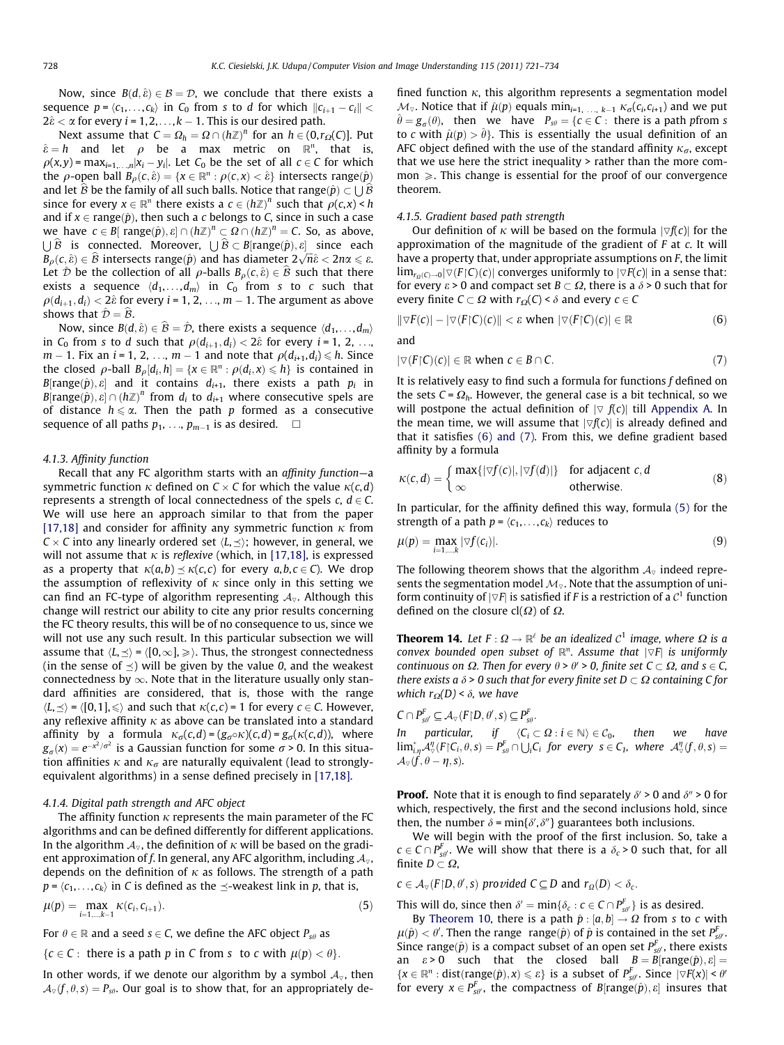Now, since $B(d, \hat{\varepsilon}) \in \mathcal{B} = \mathcal{D}$, we conclude that there exists a sequence $p = \langle c_1, \ldots, c_k \rangle$ in $C_0$ from $s$ to $d$ for which $\|c_{i+1} - c_i\| < 2\hat{\varepsilon} < \alpha$ for every $i = 1, 2, \ldots, k - 1$. This is our desired path.

Next assume that $C = \Omega_h = \Omega \cap (h\mathbb{Z})^n$ for an $h \in (0, r_\Omega(C)]$. Put $\hat{\varepsilon} = h$ and let $\rho$ be a max metric on $\mathbb{R}^n$, that is, $\rho(x, y) = \max_{i=1,\ldots,n} |x_i - y_i|$. Let $C_0$ be the set of all $c \in C$ for which the $\rho$-open ball $B_\rho(c, \hat{\varepsilon}) = \{x \in \mathbb{R}^n : \rho(c, x) < \hat{\varepsilon}\}$ intersects range$(\hat{p})$ and let $\widehat{\mathcal{B}}$ be the family of all such balls. Notice that range$(\hat{p}) \subset \bigcup \widehat{\mathcal{B}}$ since for every $x \in \mathbb{R}^n$ there exists a $c \in (h\mathbb{Z})^n$ such that $\rho(c, x) < h$ and if $x \in$ range$(\hat{p})$, then such a $c$ belongs to $C$, since in such a case we have $c \in B[\,\text{range}(\hat{p}), \varepsilon] \cap (h\mathbb{Z})^n \subset \Omega \cap (h\mathbb{Z})^n = C$. So, as above, $\bigcup \widehat{\mathcal{B}}$ is connected. Moreover, $\bigcup \widehat{\mathcal{B}} \subset B[\text{range}(\hat{p}), \varepsilon]$ since each $B_\rho(c, \hat{\varepsilon}) \in \widehat{\mathcal{B}}$ intersects range$(\hat{p})$ and has diameter $2\sqrt{n}\hat{\varepsilon} < 2n\alpha \leqslant \varepsilon$. Let $\widehat{\mathcal{D}}$ be the collection of all $\rho$-balls $B_\rho(c, \hat{\varepsilon}) \in \widehat{\mathcal{B}}$ such that there exists a sequence $\langle d_1, \ldots, d_m \rangle$ in $C_0$ from $s$ to $c$ such that $\rho(d_{i+1}, d_i) < 2\hat{\varepsilon}$ for every $i = 1, 2, \ldots, m - 1$. The argument as above shows that $\widehat{\mathcal{D}} = \widehat{\mathcal{B}}$.

Now, since $B(d, \hat{\varepsilon}) \in \widehat{\mathcal{B}} = \widehat{\mathcal{D}}$, there exists a sequence $\langle d_1, \ldots, d_m \rangle$ in $C_0$ from $s$ to $d$ such that $\rho(d_{i+1}, d_i) < 2\hat{\varepsilon}$ for every $i = 1, 2, \ldots, m - 1$. Fix an $i = 1, 2, \ldots, m - 1$ and note that $\rho(d_{i+1}, d_i) \leqslant h$. Since the closed $\rho$-ball $B_\rho[d_i, h] = \{x \in \mathbb{R}^n : \rho(d_i, x) \leqslant h\}$ is contained in $B[\text{range}(\hat{p}), \varepsilon]$ and it contains $d_{i+1}$, there exists a path $p_i$ in $B[\text{range}(\hat{p}), \varepsilon] \cap (h\mathbb{Z})^n$ from $d_i$ to $d_{i+1}$ where consecutive spels are of distance $h \leqslant \alpha$. Then the path $p$ formed as a consecutive sequence of all paths $p_1, \ldots, p_{m-1}$ is as desired. $\square$

#### 4.1.3. Affinity function

Recall that any FC algorithm starts with an *affinity function*—a symmetric function $\kappa$ defined on $C \times C$ for which the value $\kappa(c, d)$ represents a strength of local connectedness of the spels $c, d \in C$. We will use here an approach similar to that from the paper [17,18] and consider for affinity any symmetric function $\kappa$ from $C \times C$ into any linearly ordered set $\langle L, \preceq \rangle$; however, in general, we will not assume that $\kappa$ is *reflexive* (which, in [17,18], is expressed as a property that $\kappa(a, b) \preceq \kappa(c, c)$ for every $a, b, c \in C$). We drop the assumption of reflexivity of $\kappa$ since only in this setting we can find an FC-type of algorithm representing $\mathcal{A}_\triangledown$. Although this change will restrict our ability to cite any prior results concerning the FC theory results, this will be of no consequence to us, since we will not use any such result. In this particular subsection we will assume that $\langle L, \preceq \rangle = \langle [0, \infty], \geqslant \rangle$. Thus, the strongest connectedness (in the sense of $\preceq$) will be given by the value $0$, and the weakest connectedness by $\infty$. Note that in the literature usually only standard affinities are considered, that is, those with the range $\langle L, \preceq \rangle = \langle [0, 1], \leqslant \rangle$ and such that $\kappa(c, c) = 1$ for every $c \in C$. However, any reflexive affinity $\kappa$ as above can be translated into a standard affinity by a formula $\kappa_\sigma(c, d) = (g_\sigma \circ \kappa)(c, d) = g_\sigma(\kappa(c, d))$, where $g_\sigma(x) = e^{-x^2/\sigma^2}$ is a Gaussian function for some $\sigma > 0$. In this situation affinities $\kappa$ and $\kappa_\sigma$ are naturally equivalent (lead to strongly-equivalent algorithms) in a sense defined precisely in [17,18].

#### 4.1.4. Digital path strength and AFC object

The affinity function $\kappa$ represents the main parameter of the FC algorithms and can be defined differently for different applications. In the algorithm $\mathcal{A}_\triangledown$, the definition of $\kappa$ will be based on the gradient approximation of $f$. In general, any AFC algorithm, including $\mathcal{A}_\triangledown$, depends on the definition of $\kappa$ as follows. The strength of a path $p = \langle c_1, \ldots, c_k \rangle$ in $C$ is defined as the $\preceq$-weakest link in $p$, that is,

$$\mu(p) = \max_{i=1,\ldots,k-1} \kappa(c_i, c_{i+1}). \tag{5}$$

For $\theta \in \mathbb{R}$ and a seed $s \in C$, we define the AFC object $P_{s\theta}$ as

$\{c \in C :$ there is a path $p$ in $C$ from $s$ to $c$ with $\mu(p) < \theta\}$.

In other words, if we denote our algorithm by a symbol $\mathcal{A}_\triangledown$, then $\mathcal{A}_\triangledown(f, \theta, s) = P_{s\theta}$. Our goal is to show that, for an appropriately defined function $\kappa$, this algorithm represents a segmentation model $\mathcal{M}_\triangledown$. Notice that if $\hat{\mu}(p)$ equals $\min_{i=1,\ldots,k-1} \kappa_\sigma(c_i, c_{i+1})$ and we put $\hat{\theta} = g_\sigma(\theta)$, then we have $P_{s\theta} = \{c \in C :$ there is a path $p$ from $s$ to $c$ with $\hat{\mu}(p) > \hat{\theta}\}$. This is essentially the usual definition of an AFC object defined with the use of the standard affinity $\kappa_\sigma$, except that we use here the strict inequality > rather than the more common $\geqslant$. This change is essential for the proof of our convergence theorem.

#### 4.1.5. Gradient based path strength

Our definition of $\kappa$ will be based on the formula $|\triangledown f(c)|$ for the approximation of the magnitude of the gradient of $F$ at $c$. It will have a property that, under appropriate assumptions on $F$, the limit $\lim_{r_\Omega(C)\to 0} |\triangledown(F\restriction C)(c)|$ converges uniformly to $|\triangledown F(c)|$ in a sense that: for every $\varepsilon > 0$ and compact set $B \subset \Omega$, there is a $\delta > 0$ such that for every finite $C \subset \Omega$ with $r_\Omega(C) < \delta$ and every $c \in C$

$$\|\triangledown F(c)| - |\triangledown(F\restriction C)(c)\| < \varepsilon \text{ when } |\triangledown(F\restriction C)(c)| \in \mathbb{R} \tag{6}$$

and

$$|\triangledown(F\restriction C)(c)| \in \mathbb{R} \text{ when } c \in B \cap C. \tag{7}$$

It is relatively easy to find such a formula for functions $f$ defined on the sets $C = \Omega_h$. However, the general case is a bit technical, so we will postpone the actual definition of $|\triangledown f(c)|$ till Appendix A. In the mean time, we will assume that $|\triangledown f(c)|$ is already defined and that it satisfies (6) and (7). From this, we define gradient based affinity by a formula

$$\kappa(c, d) = \begin{cases} \max\{|\triangledown f(c)|, |\triangledown f(d)|\} & \text{for adjacent } c, d \\ \infty & \text{otherwise.} \end{cases} \tag{8}$$

In particular, for the affinity defined this way, formula (5) for the strength of a path $p = \langle c_1, \ldots, c_k \rangle$ reduces to

$$\mu(p) = \max_{i=1,\ldots,k} |\triangledown f(c_i)|. \tag{9}$$

The following theorem shows that the algorithm $\mathcal{A}_\triangledown$ indeed represents the segmentation model $\mathcal{M}_\triangledown$. Note that the assumption of uniform continuity of $|\triangledown F|$ is satisfied if $F$ is a restriction of a $\mathcal{C}^1$ function defined on the closure cl$(\Omega)$ of $\Omega$.

**Theorem 14.** *Let $F : \Omega \to \mathbb{R}^\ell$ be an idealized $\mathcal{C}^1$ image, where $\Omega$ is a convex bounded open subset of $\mathbb{R}^n$. Assume that $|\triangledown F|$ is uniformly continuous on $\Omega$. Then for every $\theta > \theta' > 0$, finite set $C \subset \Omega$, and $s \in C$, there exists a $\delta > 0$ such that for every finite set $D \subset \Omega$ containing $C$ for which $r_\Omega(D) < \delta$, we have*

$C \cap P^F_{s\theta'} \subseteq \mathcal{A}_\triangledown(F\restriction D, \theta', s) \subseteq P^F_{s\theta}$.

*In particular, if $\langle C_i \subset \Omega : i \in \mathbb{N} \rangle \in \mathcal{C}_0$, then we have $\lim^*_{i,\eta} \mathcal{A}^\eta_\triangledown(F\restriction C_i, \theta, s) = P^F_{s\theta} \cap \bigcup_i C_i$ for every $s \in C_1$, where $\mathcal{A}^\eta_\triangledown(f, \theta, s) = \mathcal{A}_\triangledown(f, \theta - \eta, s)$.*

**Proof.** Note that it is enough to find separately $\delta' > 0$ and $\delta'' > 0$ for which, respectively, the first and the second inclusions hold, since then, the number $\delta = \min\{\delta', \delta''\}$ guarantees both inclusions.

We will begin with the proof of the first inclusion. So, take a $c \in C \cap P^F_{s\theta'}$. We will show that there is a $\delta_c > 0$ such that, for all finite $D \subset \Omega$,

$c \in \mathcal{A}_\triangledown(F\restriction D, \theta', s)$ *provided* $C \subseteq D$ and $r_\Omega(D) < \delta_c$.

This will do, since then $\delta' = \min\{\delta_c : c \in C \cap P^F_{s\theta'}\}$ is as desired.

By Theorem 10, there is a path $\hat{p} : [a, b] \to \Omega$ from $s$ to $c$ with $\mu(\hat{p}) < \theta'$. Then the range range$(\hat{p})$ of $\hat{p}$ is contained in the set $P^F_{s\theta'}$. Since range$(\hat{p})$ is a compact subset of an open set $P^F_{s\theta'}$, there exists an $\varepsilon > 0$ such that the closed ball $B = B[\text{range}(\hat{p}), \varepsilon] = \{x \in \mathbb{R}^n : \text{dist}(\text{range}(\hat{p}), x) \leqslant \varepsilon\}$ is a subset of $P^F_{s\theta'}$. Since $|\triangledown F(x)| < \theta'$ for every $x \in P^F_{s\theta'}$, the compactness of $B[\text{range}(\hat{p}), \varepsilon]$ insures that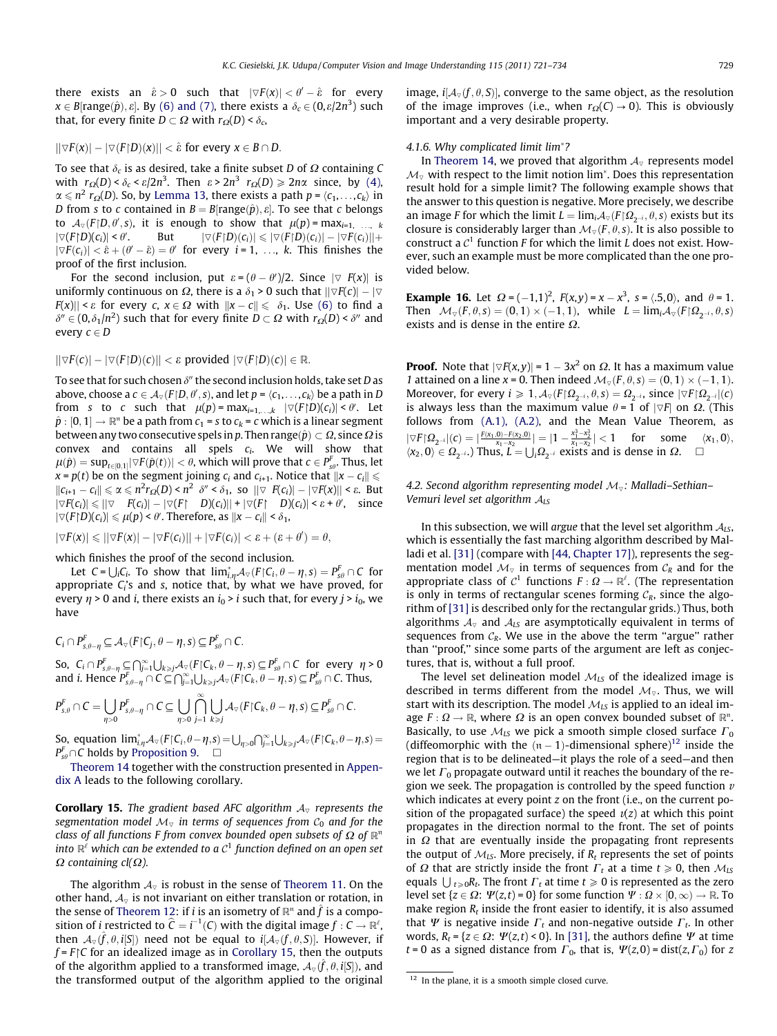there exists an $\hat{\varepsilon} > 0$ such that $|\nabla F(x)| < \theta' - \hat{\varepsilon}$ for every $x \in B[\text{range}(\hat{p}), \varepsilon]$. By (6) and (7), there exists a $\delta_c \in (0, \varepsilon/2n^3)$ such that, for every finite $D \subset \Omega$ with $r_\Omega(D) < \delta_c$,

$$||\nabla F(x)| - |\nabla(F\restriction D)(x)|| < \hat{\varepsilon} \text{ for every } x \in B \cap D.$$

To see that $\delta_c$ is as desired, take a finite subset $D$ of $\Omega$ containing $C$ with $r_\Omega(D) < \delta_c < \varepsilon/2n^3$. Then $\varepsilon > 2n^3\ r_\Omega(D) \geqslant 2n\alpha$ since, by (4), $\alpha \leqslant n^2\ r_\Omega(D)$. So, by Lemma 13, there exists a path $p = \langle c_1, \ldots, c_k \rangle$ in $D$ from $s$ to $c$ contained in $B = B[\text{range}(\hat{p}), \varepsilon]$. To see that $c$ belongs to $\mathcal{A}_\nabla(F\restriction D, \theta', s)$, it is enough to show that $\mu(p) = \max_{i=1,\ldots,k} |\nabla(F\restriction D)(c_i)| < \theta'$. But $|\nabla(F\restriction D)(c_i)| \leqslant |\nabla(F\restriction D)(c_i)| - |\nabla F(c_i)|| + |\nabla F(c_i)| < \hat{\varepsilon} + (\theta' - \hat{\varepsilon}) = \theta'$ for every $i = 1, \ldots, k$. This finishes the proof of the first inclusion.

For the second inclusion, put $\varepsilon = (\theta - \theta')/2$. Since $|\nabla F(x)|$ is uniformly continuous on $\Omega$, there is a $\delta_1 > 0$ such that $||\nabla F(c)| - |\nabla F(x)|| < \varepsilon$ for every $c, x \in \Omega$ with $\|x - c\| \leqslant \delta_1$. Use (6) to find a $\delta'' \in (0, \delta_1/n^2)$ such that for every finite $D \subset \Omega$ with $r_\Omega(D) < \delta''$ and every $c \in D$

$$||\nabla F(c)| - |\nabla(F\restriction D)(c)|| < \varepsilon \text{ provided } |\nabla(F\restriction D)(c)| \in \mathbb{R}.$$

To see that for such chosen $\delta''$ the second inclusion holds, take set $D$ as above, choose a $c \in \mathcal{A}_\nabla(F\restriction D, \theta', s)$, and let $p = \langle c_1, \ldots, c_k \rangle$ be a path in $D$ from $s$ to $c$ such that $\mu(p) = \max_{i=1,\ldots,k} |\nabla(F\restriction D)(c_i)| < \theta'$. Let $\hat{p} : [0, 1] \to \mathbb{R}^n$ be a path from $c_1 = s$ to $c_k = c$ which is a linear segment between any two consecutive spels in $p$. Then $\text{range}(\hat{p}) \subset \Omega$, since $\Omega$ is convex and contains all spels $c_i$. We will show that $\mu(\hat{p}) = \sup_{t \in [0,1]} |\nabla F(\hat{p}(t))| < \theta$, which will prove that $c \in P^F_{s\theta}$. Thus, let $x = p(t)$ be on the segment joining $c_i$ and $c_{i+1}$. Notice that $\|x - c_i\| \leqslant \|c_{i+1} - c_i\| \leqslant \alpha \leqslant n^2 r_\Omega(D) < n^2\ \delta'' < \delta_1$, so $||\nabla F(c_i)| - |\nabla F(x)|| < \varepsilon$. But $|\nabla F(c_i)| \leqslant ||\nabla F(c_i)| - |\nabla(F\restriction D)(c_i)|| + |\nabla(F\restriction D)(c_i)| < \varepsilon + \theta'$, since $|\nabla(F\restriction D)(c_i)| \leqslant \mu(p) < \theta'$. Therefore, as $\|x - c_i\| < \delta_1$,

$$|\nabla F(x)| \leqslant ||\nabla F(x)| - |\nabla F(c_i)|| + |\nabla F(c_i)| < \varepsilon + (\varepsilon + \theta') = \theta,$$

which finishes the proof of the second inclusion.

Let $C = \bigcup_i C_i$. To show that $\lim^*_{i,\eta} \mathcal{A}_\nabla(F\restriction C_i, \theta - \eta, s) = P^F_{s\theta} \cap C$ for appropriate $C_i$'s and $s$, notice that, by what we have proved, for every $\eta > 0$ and $i$, there exists an $i_0 > i$ such that, for every $j > i_0$, we have

$$C_i \cap P^F_{s,\theta-\eta} \subseteq \mathcal{A}_\nabla(F\restriction C_j, \theta - \eta, s) \subseteq P^F_{s\theta} \cap C.$$

So, $C_i \cap P^F_{s,\theta-\eta} \subseteq \bigcap_{j=1}^\infty \bigcup_{k \geqslant j} \mathcal{A}_\nabla(F\restriction C_k, \theta - \eta, s) \subseteq P^F_{s\theta} \cap C$ for every $\eta > 0$ and $i$. Hence $P^F_{s,\theta-\eta} \cap C \subseteq \bigcap_{j=1}^\infty \bigcup_{k \geqslant j} \mathcal{A}_\nabla(F\restriction C_k, \theta - \eta, s) \subseteq P^F_{s\theta} \cap C$. Thus,

$$P^F_{s,\theta} \cap C = \bigcup_{\eta > 0} P^F_{s,\theta-\eta} \cap C \subseteq \bigcup_{\eta > 0} \bigcap_{j=1}^\infty \bigcup_{k \geqslant j} \mathcal{A}_\nabla(F\restriction C_k, \theta - \eta, s) \subseteq P^F_{s\theta} \cap C.$$

So, equation $\lim^*_{i,\eta} \mathcal{A}_\nabla(F\restriction C_i, \theta - \eta, s) = \bigcup_{\eta > 0} \bigcap_{j=1}^\infty \bigcup_{k \geqslant j} \mathcal{A}_\nabla(F\restriction C_k, \theta - \eta, s) = P^F_{s\theta} \cap C$ holds by Proposition 9. $\square$

Theorem 14 together with the construction presented in Appendix A leads to the following corollary.

**Corollary 15.** *The gradient based AFC algorithm $\mathcal{A}_\nabla$ represents the segmentation model $\mathcal{M}_\nabla$ in terms of sequences from $\mathcal{C}_0$ and for the class of all functions $F$ from convex bounded open subsets of $\Omega$ of $\mathbb{R}^n$ into $\mathbb{R}^\ell$ which can be extended to a $C^1$ function defined on an open set $\Omega$ containing $cl(\Omega)$.*

The algorithm $\mathcal{A}_\nabla$ is robust in the sense of Theorem 11. On the other hand, $\mathcal{A}_\nabla$ is not invariant on either translation or rotation, in the sense of Theorem 12: if $i$ is an isometry of $\mathbb{R}^n$ and $\hat{f}$ is a composition of $i$ restricted to $\hat{C} = i^{-1}(C)$ with the digital image $f : C \to \mathbb{R}^\ell$, then $\mathcal{A}_\nabla(\hat{f}, \theta, i[S])$ need not be equal to $i[\mathcal{A}_\nabla(f, \theta, S)]$. However, if $f = F\restriction C$ for an idealized image as in Corollary 15, then the outputs of the algorithm applied to a transformed image, $\mathcal{A}_\nabla(\hat{f}, \theta, i[S])$, and the transformed output of the algorithm applied to the original image, $i[\mathcal{A}_\nabla(f, \theta, S)]$, converge to the same object, as the resolution of the image improves (i.e., when $r_\Omega(C) \to 0$). This is obviously important and a very desirable property.

#### 4.1.6. Why complicated limit lim*?

In Theorem 14, we proved that algorithm $\mathcal{A}_\nabla$ represents model $\mathcal{M}_\nabla$ with respect to the limit notion lim*. Does this representation result hold for a simple limit? The following example shows that the answer to this question is negative. More precisely, we describe an image $F$ for which the limit $L = \lim_i \mathcal{A}_\nabla(F\restriction \Omega_{2^{-i}}, \theta, s)$ exists but its closure is considerably larger than $\mathcal{M}_\nabla(F, \theta, s)$. It is also possible to construct a $C^1$ function $F$ for which the limit $L$ does not exist. However, such an example must be more complicated than the one provided below.

**Example 16.** Let $\Omega = (-1,1)^2$, $F(x,y) = x - x^3$, $s = \langle .5, 0 \rangle$, and $\theta = 1$. Then $\mathcal{M}_\nabla(F, \theta, s) = (0,1) \times (-1,1)$, while $L = \lim_i \mathcal{A}_\nabla(F\restriction \Omega_{2^{-i}}, \theta, s)$ exists and is dense in the entire $\Omega$.

**Proof.** Note that $|\nabla F(x,y)| = 1 - 3x^2$ on $\Omega$. It has a maximum value *1* attained on a line $x = 0$. Then indeed $\mathcal{M}_\nabla(F, \theta, s) = (0,1) \times (-1,1)$. Moreover, for every $i \geqslant 1$, $\mathcal{A}_\nabla(F\restriction \Omega_{2^{-i}}, \theta, s) = \Omega_{2^{-i}}$, since $|\nabla F\restriction \Omega_{2^{-i}}|(c)$ is always less than the maximum value $\theta = 1$ of $|\nabla F|$ on $\Omega$. (This follows from (A.1), (A.2), and the Mean Value Theorem, as $|\nabla F\restriction \Omega_{2^{-i}}|(c) = |\frac{F(x_1,0) - F(x_2,0)}{x_1 - x_2}| = |1 - \frac{x_1^3 - x_2^3}{x_1 - x_2}| < 1$ for some $\langle x_1, 0 \rangle$, $\langle x_2, 0 \rangle \in \Omega_{2^{-i}}$.) Thus, $L = \bigcup_i \Omega_{2^{-i}}$ exists and is dense in $\Omega$. $\square$

### 4.2. Second algorithm representing model $\mathcal{M}_\nabla$: Malladi–Sethian–Vemuri level set algorithm $\mathcal{A}_{LS}$

In this subsection, we will *argue* that the level set algorithm $\mathcal{A}_{LS}$, which is essentially the fast marching algorithm described by Malladi et al. [31] (compare with [44, Chapter 17]), represents the segmentation model $\mathcal{M}_\nabla$ in terms of sequences from $\mathcal{C}_R$ and for the appropriate class of $C^1$ functions $F : \Omega \to \mathbb{R}^\ell$. (The representation is only in terms of rectangular scenes forming $\mathcal{C}_R$, since the algorithm of [31] is described only for the rectangular grids.) Thus, both algorithms $\mathcal{A}_\nabla$ and $\mathcal{A}_{LS}$ are asymptotically equivalent in terms of sequences from $\mathcal{C}_R$. We use in the above the term "argue" rather than "proof," since some parts of the argument are left as conjectures, that is, without a full proof.

The level set delineation model $\mathcal{M}_{LS}$ of the idealized image is described in terms different from the model $\mathcal{M}_\nabla$. Thus, we will start with its description. The model $\mathcal{M}_{LS}$ is applied to an ideal image $F : \Omega \to \mathbb{R}$, where $\Omega$ is an open convex bounded subset of $\mathbb{R}^n$. Basically, to use $\mathcal{M}_{LS}$ we pick a smooth simple closed surface $\Gamma_0$ (diffeomorphic with the $(n-1)$-dimensional sphere)[12] inside the region that is to be delineated—it plays the role of a seed—and then we let $\Gamma_0$ propagate outward until it reaches the boundary of the region we seek. The propagation is controlled by the speed function $v$ which indicates at every point $z$ on the front (i.e., on the current position of the propagated surface) the speed $v(z)$ at which this point propagates in the direction normal to the front. The set of points in $\Omega$ that are eventually inside the propagating front represents the output of $\mathcal{M}_{LS}$. More precisely, if $R_t$ represents the set of points of $\Omega$ that are strictly inside the front $\Gamma_t$ at a time $t \geqslant 0$, then $\mathcal{M}_{LS}$ equals $\bigcup_{t \geqslant 0} R_t$. The front $\Gamma_t$ at time $t \geqslant 0$ is represented as the zero level set $\{z \in \Omega : \Psi(z,t) = 0\}$ for some function $\Psi : \Omega \times [0, \infty) \to \mathbb{R}$. To make region $R_t$ inside the front easier to identify, it is also assumed that $\Psi$ is negative inside $\Gamma_t$ and non-negative outside $\Gamma_t$. In other words, $R_t = \{z \in \Omega : \Psi(z,t) < 0\}$. In [31], the authors define $\Psi$ at time $t = 0$ as a signed distance from $\Gamma_0$, that is, $\Psi(z, 0) = \text{dist}(z, \Gamma_0)$ for $z$

[12] In the plane, it is a smooth simple closed curve.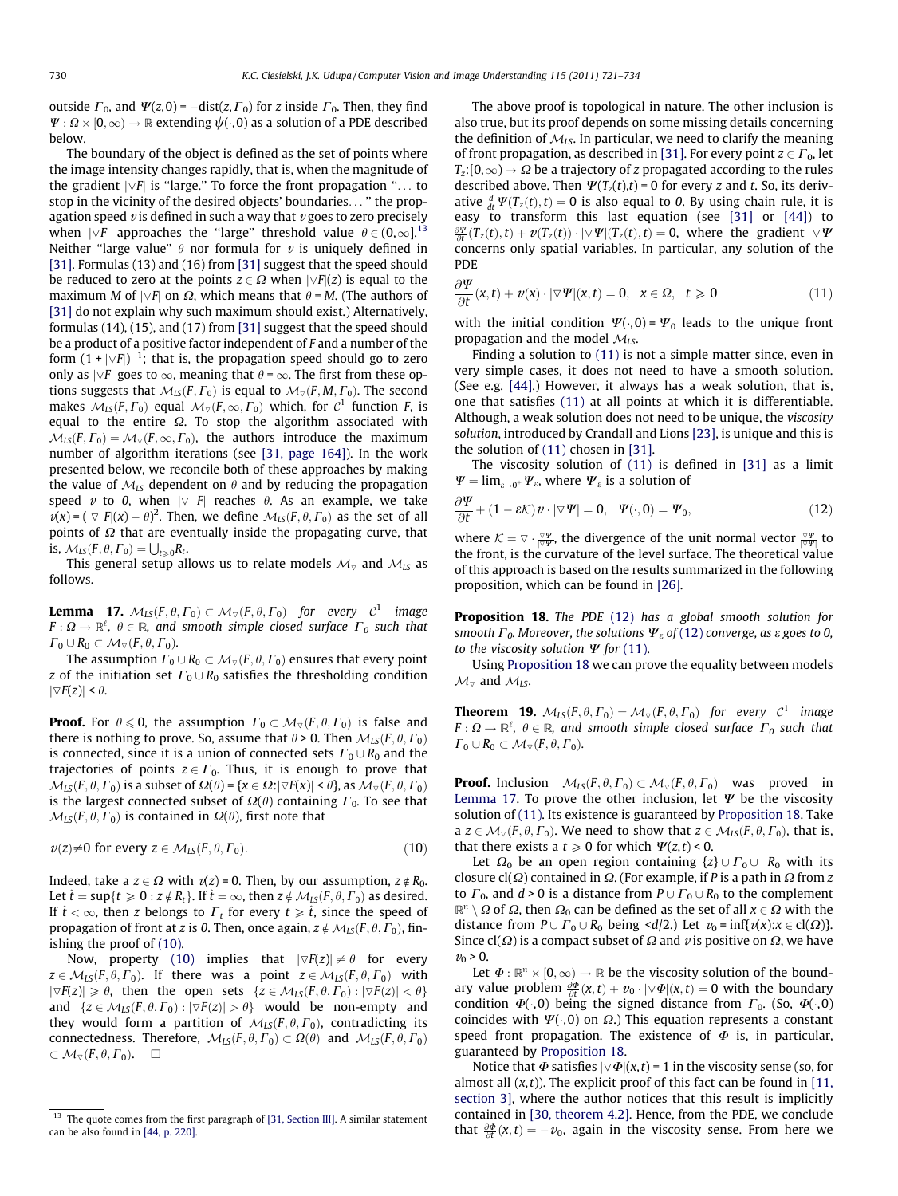outside $\Gamma_0$, and $\Psi(z,0) = -\text{dist}(z, \Gamma_0)$ for $z$ inside $\Gamma_0$. Then, they find $\Psi : \Omega \times [0,\infty) \to \mathbb{R}$ extending $\psi(\cdot,0)$ as a solution of a PDE described below.

The boundary of the object is defined as the set of points where the image intensity changes rapidly, that is, when the magnitude of the gradient $|\triangledown F|$ is "large." To force the front propagation "... to stop in the vicinity of the desired objects' boundaries..." the propagation speed $\upsilon$ is defined in such a way that $\upsilon$ goes to zero precisely when $|\triangledown F|$ approaches the "large" threshold value $\theta \in (0,\infty]$.[13] Neither "large value" $\theta$ nor formula for $\upsilon$ is uniquely defined in [31]. Formulas (13) and (16) from [31] suggest that the speed should be reduced to zero at the points $z \in \Omega$ when $|\triangledown F|(z)$ is equal to the maximum $M$ of $|\triangledown F|$ on $\Omega$, which means that $\theta = M$. (The authors of [31] do not explain why such maximum should exist.) Alternatively, formulas (14), (15), and (17) from [31] suggest that the speed should be a product of a positive factor independent of $F$ and a number of the form $(1 + |\triangledown F|)^{-1}$; that is, the propagation speed should go to zero only as $|\triangledown F|$ goes to $\infty$, meaning that $\theta = \infty$. The first from these options suggests that $\mathcal{M}_{LS}(F,\Gamma_0)$ is equal to $\mathcal{M}_{\triangledown}(F,M,\Gamma_0)$. The second makes $\mathcal{M}_{LS}(F,\Gamma_0)$ equal $\mathcal{M}_{\triangledown}(F,\infty,\Gamma_0)$ which, for $\mathcal{C}^1$ function $F$, is equal to the entire $\Omega$. To stop the algorithm associated with $\mathcal{M}_{LS}(F,\Gamma_0) = \mathcal{M}_{\triangledown}(F,\infty,\Gamma_0)$, the authors introduce the maximum number of algorithm iterations (see [31, page 164]). In the work presented below, we reconcile both of these approaches by making the value of $\mathcal{M}_{LS}$ dependent on $\theta$ and by reducing the propagation speed $\upsilon$ to $0$, when $|\triangledown F|$ reaches $\theta$. As an example, we take $\upsilon(x) = (|\triangledown F|(x) - \theta)^2$. Then, we define $\mathcal{M}_{LS}(F,\theta,\Gamma_0)$ as the set of all points of $\Omega$ that are eventually inside the propagating curve, that is, $\mathcal{M}_{LS}(F,\theta,\Gamma_0) = \bigcup_{t \geqslant 0} R_t$.

This general setup allows us to relate models $\mathcal{M}_{\triangledown}$ and $\mathcal{M}_{LS}$ as follows.

**Lemma 17.** *$\mathcal{M}_{LS}(F,\theta,\Gamma_0) \subset \mathcal{M}_{\triangledown}(F,\theta,\Gamma_0)$ for every $\mathcal{C}^1$ image $F : \Omega \to \mathbb{R}^\ell$, $\theta \in \mathbb{R}$, and smooth simple closed surface $\Gamma_0$ such that $\Gamma_0 \cup R_0 \subset \mathcal{M}_{\triangledown}(F,\theta,\Gamma_0)$.*

The assumption $\Gamma_0 \cup R_0 \subset \mathcal{M}_{\triangledown}(F,\theta,\Gamma_0)$ ensures that every point $z$ of the initiation set $\Gamma_0 \cup R_0$ satisfies the thresholding condition $|\triangledown F(z)| < \theta$.

**Proof.** For $\theta \leqslant 0$, the assumption $\Gamma_0 \subset \mathcal{M}_{\triangledown}(F,\theta,\Gamma_0)$ is false and there is nothing to prove. So, assume that $\theta > 0$. Then $\mathcal{M}_{LS}(F,\theta,\Gamma_0)$ is connected, since it is a union of connected sets $\Gamma_0 \cup R_0$ and the trajectories of points $z \in \Gamma_0$. Thus, it is enough to prove that $\mathcal{M}_{LS}(F,\theta,\Gamma_0)$ is a subset of $\Omega(\theta) = \{x \in \Omega : |\triangledown F(x)| < \theta\}$, as $\mathcal{M}_{\triangledown}(F,\theta,\Gamma_0)$ is the largest connected subset of $\Omega(\theta)$ containing $\Gamma_0$. To see that $\mathcal{M}_{LS}(F,\theta,\Gamma_0)$ is contained in $\Omega(\theta)$, first note that

$$\upsilon(z) \neq 0 \text{ for every } z \in \mathcal{M}_{LS}(F,\theta,\Gamma_0). \tag{10}$$

Indeed, take a $z \in \Omega$ with $\upsilon(z) = 0$. Then, by our assumption, $z \notin R_0$. Let $\hat{t} = \sup\{t \geqslant 0 : z \notin R_t\}$. If $\hat{t} = \infty$, then $z \notin \mathcal{M}_{LS}(F,\theta,\Gamma_0)$ as desired. If $\hat{t} < \infty$, then $z$ belongs to $\Gamma_t$ for every $t \geqslant \hat{t}$, since the speed of propagation of front at $z$ is $0$. Then, once again, $z \notin \mathcal{M}_{LS}(F,\theta,\Gamma_0)$, finishing the proof of (10).

Now, property (10) implies that $|\triangledown F(z)| \neq \theta$ for every $z \in \mathcal{M}_{LS}(F,\theta,\Gamma_0)$. If there was a point $z \in \mathcal{M}_{LS}(F,\theta,\Gamma_0)$ with $|\triangledown F(z)| \geqslant \theta$, then the open sets $\{z \in \mathcal{M}_{LS}(F,\theta,\Gamma_0) : |\triangledown F(z)| < \theta\}$ and $\{z \in \mathcal{M}_{LS}(F,\theta,\Gamma_0) : |\triangledown F(z)| > \theta\}$ would be non-empty and they would form a partition of $\mathcal{M}_{LS}(F,\theta,\Gamma_0)$, contradicting its connectedness. Therefore, $\mathcal{M}_{LS}(F,\theta,\Gamma_0) \subset \Omega(\theta)$ and $\mathcal{M}_{LS}(F,\theta,\Gamma_0) \subset \mathcal{M}_{\triangledown}(F,\theta,\Gamma_0)$. $\square$

The above proof is topological in nature. The other inclusion is also true, but its proof depends on some missing details concerning the definition of $\mathcal{M}_{LS}$. In particular, we need to clarify the meaning of front propagation, as described in [31]. For every point $z \in \Gamma_0$, let $T_z : [0,\infty) \to \Omega$ be a trajectory of $z$ propagated according to the rules described above. Then $\Psi(T_z(t),t) = 0$ for every $z$ and $t$. So, its derivative $\frac{d}{dt}\Psi(T_z(t),t) = 0$ is also equal to $0$. By using chain rule, it is easy to transform this last equation (see [31] or [44]) to $\frac{\partial \Psi}{\partial t}(T_z(t),t) + \upsilon(T_z(t)) \cdot |\triangledown \Psi|(T_z(t),t) = 0$, where the gradient $\triangledown \Psi$ concerns only spatial variables. In particular, any solution of the PDE

$$\frac{\partial \Psi}{\partial t}(x,t) + \upsilon(x) \cdot |\triangledown \Psi|(x,t) = 0, \quad x \in \Omega, \quad t \geqslant 0 \tag{11}$$

with the initial condition $\Psi(\cdot,0) = \Psi_0$ leads to the unique front propagation and the model $\mathcal{M}_{LS}$.

Finding a solution to (11) is not a simple matter since, even in very simple cases, it does not need to have a smooth solution. (See e.g. [44].) However, it always has a weak solution, that is, one that satisfies (11) at all points at which it is differentiable. Although, a weak solution does not need to be unique, the *viscosity solution*, introduced by Crandall and Lions [23], is unique and this is the solution of (11) chosen in [31].

The viscosity solution of (11) is defined in [31] as a limit $\Psi = \lim_{\varepsilon \to 0^+} \Psi_\varepsilon$, where $\Psi_\varepsilon$ is a solution of

$$\frac{\partial \Psi}{\partial t} + (1 - \varepsilon\mathcal{K})\upsilon \cdot |\triangledown \Psi| = 0, \quad \Psi(\cdot,0) = \Psi_0, \tag{12}$$

where $\mathcal{K} = \triangledown \cdot \frac{\triangledown \Psi}{|\triangledown \Psi|}$, the divergence of the unit normal vector $\frac{\triangledown \Psi}{|\triangledown \Psi|}$ to the front, is the curvature of the level surface. The theoretical value of this approach is based on the results summarized in the following proposition, which can be found in [26].

**Proposition 18.** *The PDE (12) has a global smooth solution for smooth $\Gamma_0$. Moreover, the solutions $\Psi_\varepsilon$ of (12) converge, as $\varepsilon$ goes to 0, to the viscosity solution $\Psi$ for (11).*

Using Proposition 18 we can prove the equality between models $\mathcal{M}_{\triangledown}$ and $\mathcal{M}_{LS}$.

**Theorem 19.** *$\mathcal{M}_{LS}(F,\theta,\Gamma_0) = \mathcal{M}_{\triangledown}(F,\theta,\Gamma_0)$ for every $\mathcal{C}^1$ image $F : \Omega \to \mathbb{R}^\ell$, $\theta \in \mathbb{R}$, and smooth simple closed surface $\Gamma_0$ such that $\Gamma_0 \cup R_0 \subset \mathcal{M}_{\triangledown}(F,\theta,\Gamma_0)$.*

**Proof.** Inclusion $\mathcal{M}_{LS}(F,\theta,\Gamma_0) \subset \mathcal{M}_{\triangledown}(F,\theta,\Gamma_0)$ was proved in Lemma 17. To prove the other inclusion, let $\Psi$ be the viscosity solution of (11). Its existence is guaranteed by Proposition 18. Take a $z \in \mathcal{M}_{\triangledown}(F,\theta,\Gamma_0)$. We need to show that $z \in \mathcal{M}_{LS}(F,\theta,\Gamma_0)$, that is, that there exists a $t \geqslant 0$ for which $\Psi(z,t) < 0$.

Let $\Omega_0$ be an open region containing $\{z\} \cup \Gamma_0 \cup R_0$ with its closure $\text{cl}(\Omega)$ contained in $\Omega$. (For example, if $P$ is a path in $\Omega$ from $z$ to $\Gamma_0$, and $d > 0$ is a distance from $P \cup \Gamma_0 \cup R_0$ to the complement $\mathbb{R}^n \setminus \Omega$ of $\Omega$, then $\Omega_0$ can be defined as the set of all $x \in \Omega$ with the distance from $P \cup \Gamma_0 \cup R_0$ being $< d/2$.) Let $\upsilon_0 = \inf\{\upsilon(x) : x \in \text{cl}(\Omega)\}$. Since $\text{cl}(\Omega)$ is a compact subset of $\Omega$ and $\upsilon$ is positive on $\Omega$, we have $\upsilon_0 > 0$.

Let $\Phi : \mathbb{R}^n \times [0,\infty) \to \mathbb{R}$ be the viscosity solution of the boundary value problem $\frac{\partial \Phi}{\partial t}(x,t) + \upsilon_0 \cdot |\triangledown \Phi|(x,t) = 0$ with the boundary condition $\Phi(\cdot,0)$ being the signed distance from $\Gamma_0$. (So, $\Phi(\cdot,0)$ coincides with $\Psi(\cdot,0)$ on $\Omega$.) This equation represents a constant speed front propagation. The existence of $\Phi$ is, in particular, guaranteed by Proposition 18.

Notice that $\Phi$ satisfies $|\triangledown \Phi|(x,t) = 1$ in the viscosity sense (so, for almost all $(x,t)$). The explicit proof of this fact can be found in [11, section 3], where the author notices that this result is implicitly contained in [30, theorem 4.2]. Hence, from the PDE, we conclude that $\frac{\partial \Phi}{\partial t}(x,t) = -\upsilon_0$, again in the viscosity sense. From here we

[13] The quote comes from the first paragraph of [31, Section III]. A similar statement can be also found in [44, p. 220].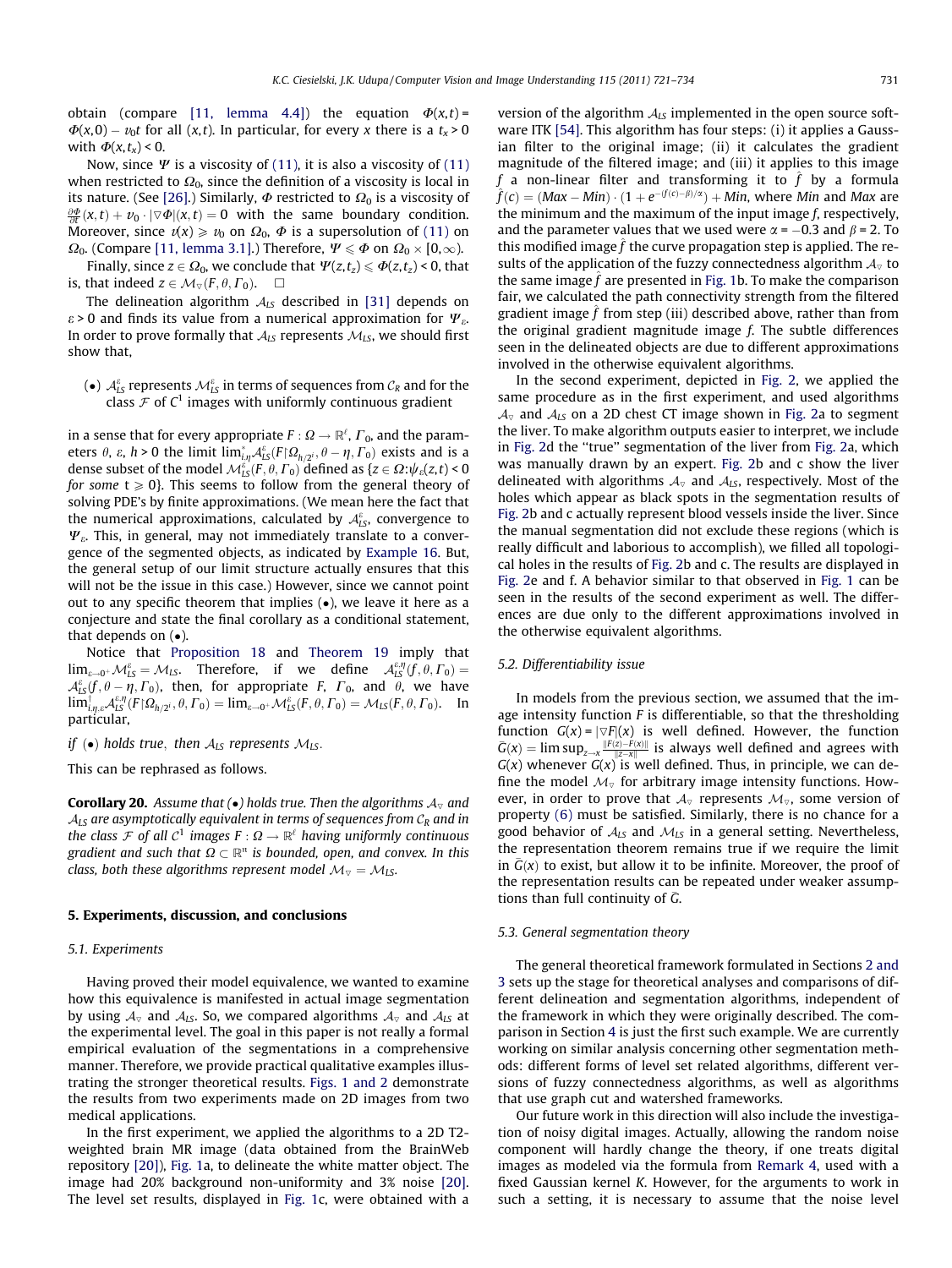obtain (compare [11, lemma 4.4]) the equation $\Phi(x,t) = \Phi(x,0) - v_0 t$ for all $(x,t)$. In particular, for every $x$ there is a $t_x > 0$ with $\Phi(x,t_x) < 0$.

Now, since $\Psi$ is a viscosity of (11), it is also a viscosity of (11) when restricted to $\Omega_0$, since the definition of a viscosity is local in its nature. (See [26].) Similarly, $\Phi$ restricted to $\Omega_0$ is a viscosity of $\frac{\partial \Phi}{\partial t}(x,t) + v_0 \cdot |\triangledown \Phi|(x,t) = 0$ with the same boundary condition. Moreover, since $v(x) \geqslant v_0$ on $\Omega_0$, $\Phi$ is a supersolution of (11) on $\Omega_0$. (Compare [11, lemma 3.1].) Therefore, $\Psi \leqslant \Phi$ on $\Omega_0 \times [0,\infty)$.

Finally, since $z \in \Omega_0$, we conclude that $\Psi(z,t_z) \leqslant \Phi(z,t_z) < 0$, that is, that indeed $z \in \mathcal{M}_\triangledown(F,\theta,\Gamma_0)$. $\square$

The delineation algorithm $\mathcal{A}_{LS}$ described in [31] depends on $\varepsilon > 0$ and finds its value from a numerical approximation for $\Psi_\varepsilon$. In order to prove formally that $\mathcal{A}_{LS}$ represents $\mathcal{M}_{LS}$, we should first show that,

($\bullet$) $\mathcal{A}^\varepsilon_{LS}$ represents $\mathcal{M}^\varepsilon_{LS}$ in terms of sequences from $\mathcal{C}_R$ and for the class $\mathcal{F}$ of $C^1$ images with uniformly continuous gradient

in a sense that for every appropriate $F : \Omega \to \mathbb{R}^\ell$, $\Gamma_0$, and the parameters $\theta$, $\varepsilon$, $h > 0$ the limit $\lim^*_{i,\eta} \mathcal{A}^\varepsilon_{LS}(F\restriction\Omega_{h/2^i}, \theta - \eta, \Gamma_0)$ exists and is a dense subset of the model $\mathcal{M}^\varepsilon_{LS}(F,\theta,\Gamma_0)$ defined as $\{z \in \Omega : \psi_\varepsilon(z,t) < 0$ *for some* $t \geqslant 0\}$. This seems to follow from the general theory of solving PDE's by finite approximations. (We mean here the fact that the numerical approximations, calculated by $\mathcal{A}^\varepsilon_{LS}$, convergence to $\Psi_\varepsilon$. This, in general, may not immediately translate to a convergence of the segmented objects, as indicated by Example 16. But, the general setup of our limit structure actually ensures that this will not be the issue in this case.) However, since we cannot point out to any specific theorem that implies ($\bullet$), we leave it here as a conjecture and state the final corollary as a conditional statement, that depends on ($\bullet$).

Notice that Proposition 18 and Theorem 19 imply that $\lim_{\varepsilon\to 0^+} \mathcal{M}^\varepsilon_{LS} = \mathcal{M}_{LS}$. Therefore, if we define $\mathcal{A}^{\varepsilon,\eta}_{LS}(f,\theta,\Gamma_0) = \mathcal{A}^\varepsilon_{LS}(f,\theta-\eta,\Gamma_0)$, then, for appropriate $F$, $\Gamma_0$, and $\theta$, we have $\lim^{\dagger}_{i,\eta,\varepsilon} \mathcal{A}^{\varepsilon,\eta}_{LS}(F\restriction\Omega_{h/2^i},\theta,\Gamma_0) = \lim_{\varepsilon\to 0^+} \mathcal{M}^\varepsilon_{LS}(F,\theta,\Gamma_0) = \mathcal{M}_{LS}(F,\theta,\Gamma_0)$. In particular,

*if* ($\bullet$) *holds true, then* $\mathcal{A}_{LS}$ *represents* $\mathcal{M}_{LS}$.

This can be rephrased as follows.

**Corollary 20.** *Assume that* ($\bullet$) *holds true. Then the algorithms* $\mathcal{A}_\triangledown$ *and* $\mathcal{A}_{LS}$ *are asymptotically equivalent in terms of sequences from* $\mathcal{C}_R$ *and in the class* $\mathcal{F}$ *of all* $C^1$ *images* $F : \Omega \to \mathbb{R}^\ell$ *having uniformly continuous gradient and such that* $\Omega \subset \mathbb{R}^n$ *is bounded, open, and convex. In this class, both these algorithms represent model* $\mathcal{M}_\triangledown = \mathcal{M}_{LS}$.

## 5. Experiments, discussion, and conclusions

### 5.1. Experiments

Having proved their model equivalence, we wanted to examine how this equivalence is manifested in actual image segmentation by using $\mathcal{A}_\triangledown$ and $\mathcal{A}_{LS}$. So, we compared algorithms $\mathcal{A}_\triangledown$ and $\mathcal{A}_{LS}$ at the experimental level. The goal in this paper is not really a formal empirical evaluation of the segmentations in a comprehensive manner. Therefore, we provide practical qualitative examples illustrating the stronger theoretical results. Figs. 1 and 2 demonstrate the results from two experiments made on 2D images from two medical applications.

In the first experiment, we applied the algorithms to a 2D T2-weighted brain MR image (data obtained from the BrainWeb repository [20]), Fig. 1a, to delineate the white matter object. The image had 20% background non-uniformity and 3% noise [20]. The level set results, displayed in Fig. 1c, were obtained with a version of the algorithm $\mathcal{A}_{LS}$ implemented in the open source software ITK [54]. This algorithm has four steps: (i) it applies a Gaussian filter to the original image; (ii) it calculates the gradient magnitude of the filtered image; and (iii) it applies to this image $f$ a non-linear filter and transforming it to $\hat{f}$ by a formula $\hat{f}(c) = (Max - Min) \cdot (1 + e^{-(f(c)-\beta)/\alpha}) + Min$, where $Min$ and $Max$ are the minimum and the maximum of the input image $f$, respectively, and the parameter values that we used were $\alpha = -0.3$ and $\beta = 2$. To this modified image $\hat{f}$ the curve propagation step is applied. The results of the application of the fuzzy connectedness algorithm $\mathcal{A}_\triangledown$ to the same image $\hat{f}$ are presented in Fig. 1b. To make the comparison fair, we calculated the path connectivity strength from the filtered gradient image $\hat{f}$ from step (iii) described above, rather than from the original gradient magnitude image $f$. The subtle differences seen in the delineated objects are due to different approximations involved in the otherwise equivalent algorithms.

In the second experiment, depicted in Fig. 2, we applied the same procedure as in the first experiment, and used algorithms $\mathcal{A}_\triangledown$ and $\mathcal{A}_{LS}$ on a 2D chest CT image shown in Fig. 2a to segment the liver. To make algorithm outputs easier to interpret, we include in Fig. 2d the "true" segmentation of the liver from Fig. 2a, which was manually drawn by an expert. Fig. 2b and c show the liver delineated with algorithms $\mathcal{A}_\triangledown$ and $\mathcal{A}_{LS}$, respectively. Most of the holes which appear as black spots in the segmentation results of Fig. 2b and c actually represent blood vessels inside the liver. Since the manual segmentation did not exclude these regions (which is really difficult and laborious to accomplish), we filled all topological holes in the results of Fig. 2b and c. The results are displayed in Fig. 2e and f. A behavior similar to that observed in Fig. 1 can be seen in the results of the second experiment as well. The differences are due only to the different approximations involved in the otherwise equivalent algorithms.

### 5.2. Differentiability issue

In models from the previous section, we assumed that the image intensity function $F$ is differentiable, so that the thresholding function $G(x) = |\triangledown F|(x)$ is well defined. However, the function $\bar{G}(x) = \limsup_{z\to x} \frac{\|F(z)-F(x)\|}{\|z-x\|}$ is always well defined and agrees with $G(x)$ whenever $G(x)$ is well defined. Thus, in principle, we can define the model $\mathcal{M}_\triangledown$ for arbitrary image intensity functions. However, in order to prove that $\mathcal{A}_\triangledown$ represents $\mathcal{M}_\triangledown$, some version of property (6) must be satisfied. Similarly, there is no chance for a good behavior of $\mathcal{A}_{LS}$ and $\mathcal{M}_{LS}$ in a general setting. Nevertheless, the representation theorem remains true if we require the limit in $\bar{G}(x)$ to exist, but allow it to be infinite. Moreover, the proof of the representation results can be repeated under weaker assumptions than full continuity of $\bar{G}$.

### 5.3. General segmentation theory

The general theoretical framework formulated in Sections 2 and 3 sets up the stage for theoretical analyses and comparisons of different delineation and segmentation algorithms, independent of the framework in which they were originally described. The comparison in Section 4 is just the first such example. We are currently working on similar analysis concerning other segmentation methods: different forms of level set related algorithms, different versions of fuzzy connectedness algorithms, as well as algorithms that use graph cut and watershed frameworks.

Our future work in this direction will also include the investigation of noisy digital images. Actually, allowing the random noise component will hardly change the theory, if one treats digital images as modeled via the formula from Remark 4, used with a fixed Gaussian kernel $K$. However, for the arguments to work in such a setting, it is necessary to assume that the noise level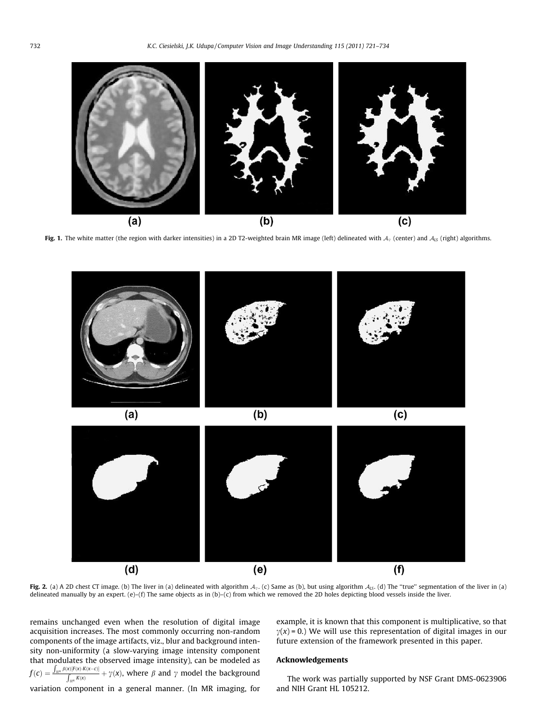**Fig. 1.** The white matter (the region with darker intensities) in a 2D T2-weighted brain MR image (left) delineated with $\mathcal{A}_{\nabla}$ (center) and $\mathcal{A}_{LS}$ (right) algorithms.

**Fig. 2.** (a) A 2D chest CT image. (b) The liver in (a) delineated with algorithm $\mathcal{A}_{\nabla}$. (c) Same as (b), but using algorithm $\mathcal{A}_{LS}$. (d) The "true" segmentation of the liver in (a) delineated manually by an expert. (e)–(f) The same objects as in (b)–(c) from which we removed the 2D holes depicting blood vessels inside the liver.

remains unchanged even when the resolution of digital image acquisition increases. The most commonly occurring non-random components of the image artifacts, viz., blur and background intensity non-uniformity (a slow-varying image intensity component that modulates the observed image intensity), can be modeled as $f(c) = \frac{\int_{\mathbb{R}^n} \beta(x)[F(x) \cdot K(x-c)]}{\int_{\mathbb{R}^n} K(x)} + \gamma(x)$, where $\beta$ and $\gamma$ model the background variation component in a general manner. (In MR imaging, for example, it is known that this component is multiplicative, so that $\gamma(x) = 0$.) We will use this representation of digital images in our future extension of the framework presented in this paper.

## Acknowledgements

The work was partially supported by NSF Grant DMS-0623906 and NIH Grant HL 105212.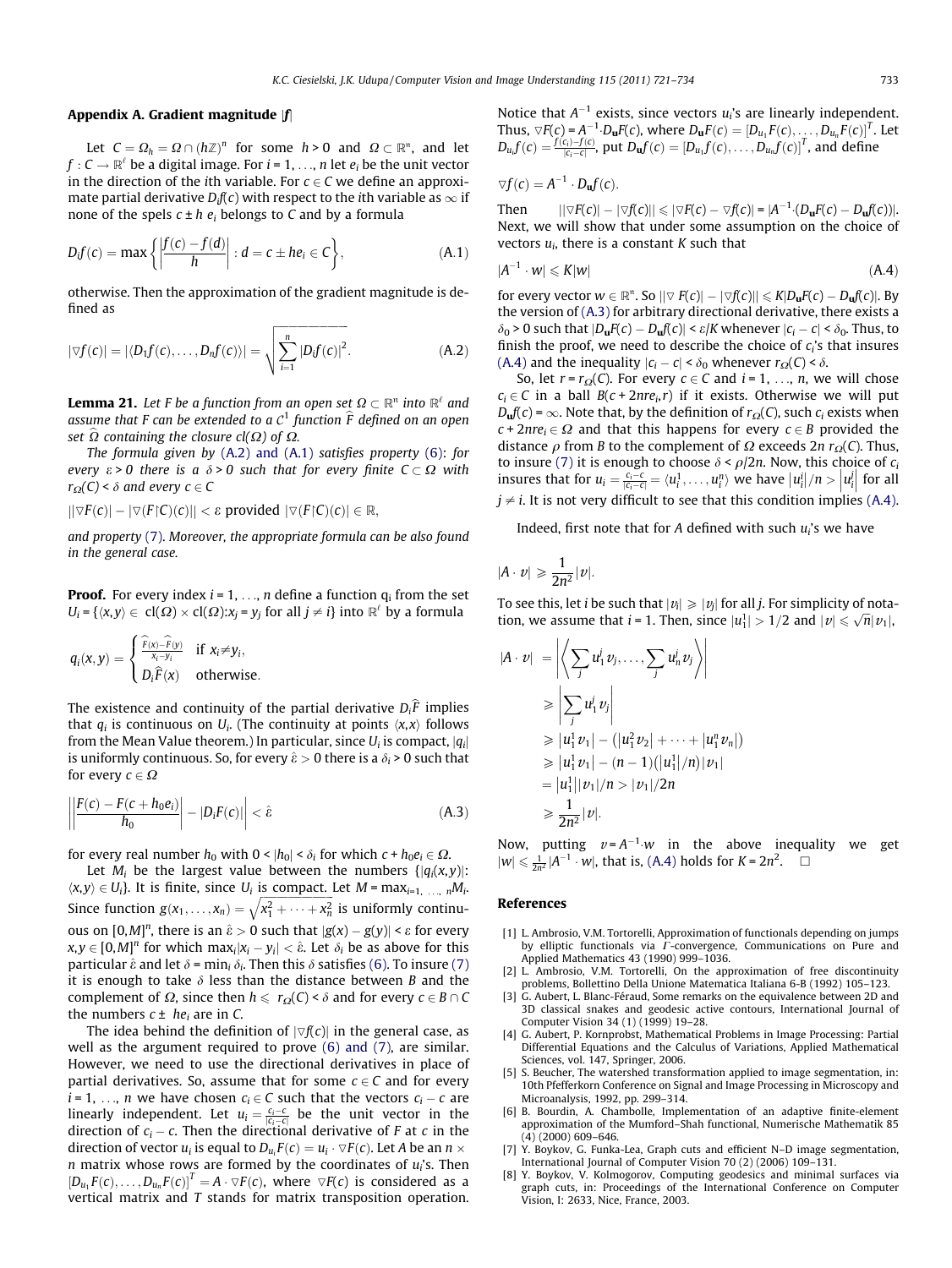## Appendix A. Gradient magnitude $|f|$

Let $C = \Omega_h = \Omega \cap (h\mathbb{Z})^n$ for some $h > 0$ and $\Omega \subset \mathbb{R}^n$, and let $f : C \to \mathbb{R}^\ell$ be a digital image. For $i = 1, \ldots, n$ let $e_i$ be the unit vector in the direction of the $i$th variable. For $c \in C$ we define an approximate partial derivative $D_i f(c)$ with respect to the $i$th variable as $\infty$ if none of the spels $c \pm h\, e_i$ belongs to $C$ and by a formula

$$D_i f(c) = \max\left\{\left|\frac{f(c) - f(d)}{h}\right| : d = c \pm he_i \in C\right\}, \tag{A.1}$$

otherwise. Then the approximation of the gradient magnitude is defined as

$$|\nabla f(c)| = |\langle D_1 f(c), \ldots, D_n f(c)\rangle| = \sqrt{\sum_{i=1}^{n} |D_i f(c)|^2}. \tag{A.2}$$

**Lemma 21.** *Let $F$ be a function from an open set $\Omega \subset \mathbb{R}^n$ into $\mathbb{R}^\ell$ and assume that $F$ can be extended to a $\mathcal{C}^1$ function $\widehat{F}$ defined on an open set $\widehat{\Omega}$ containing the closure $\mathrm{cl}(\Omega)$ of $\Omega$.*

*The formula given by (A.2) and (A.1) satisfies property (6): for every $\varepsilon > 0$ there is a $\delta > 0$ such that for every finite $C \subset \Omega$ with $r_\Omega(C) < \delta$ and every $c \in C$*

$$||\nabla F(c)| - |\nabla(F{\restriction}C)(c)|| < \varepsilon \text{ provided } |\nabla(F{\restriction}C)(c)| \in \mathbb{R},$$

*and property (7). Moreover, the appropriate formula can be also found in the general case.*

**Proof.** For every index $i = 1, \ldots, n$ define a function $q_i$ from the set $U_i = \{\langle x, y\rangle \in \mathrm{cl}(\Omega) \times \mathrm{cl}(\Omega) : x_j = y_j \text{ for all } j \neq i\}$ into $\mathbb{R}^\ell$ by a formula

$$q_i(x, y) = \begin{cases} \frac{\widehat{F}(x) - \widehat{F}(y)}{x_i - y_i} & \text{if } x_i \neq y_i, \\ D_i\widehat{F}(x) & \text{otherwise.} \end{cases}$$

The existence and continuity of the partial derivative $D_i\widehat{F}$ implies that $q_i$ is continuous on $U_i$. (The continuity at points $\langle x, x\rangle$ follows from the Mean Value theorem.) In particular, since $U_i$ is compact, $|q_i|$ is uniformly continuous. So, for every $\hat{\varepsilon} > 0$ there is a $\delta_i > 0$ such that for every $c \in \Omega$

$$\left|\left|\frac{F(c) - F(c + h_0 e_i)}{h_0}\right| - |D_i F(c)|\right| < \hat{\varepsilon} \tag{A.3}$$

for every real number $h_0$ with $0 < |h_0| < \delta_i$ for which $c + h_0 e_i \in \Omega$.

Let $M_i$ be the largest value between the numbers $\{|q_i(x, y)| : \langle x, y\rangle \in U_i\}$. It is finite, since $U_i$ is compact. Let $M = \max_{i=1,\ldots,n} M_i$. Since function $g(x_1, \ldots, x_n) = \sqrt{x_1^2 + \cdots + x_n^2}$ is uniformly continuous on $[0, M]^n$, there is $\hat{\varepsilon} > 0$ such that $|g(x) - g(y)| < \varepsilon$ for every $x, y \in [0, M]^n$ for which $\max_i |x_i - y_i| < \hat{\varepsilon}$. Let $\delta_i$ be as above for this particular $\hat{\varepsilon}$ and let $\delta = \min_i \delta_i$. Then this $\delta$ satisfies (6). To insure (7) it is enough to take $\delta$ less than the distance between $B$ and the complement of $\Omega$, since then $h \leqslant r_\Omega(C) < \delta$ and for every $c \in B \cap C$ the numbers $c \pm he_i$ are in $C$.

The idea behind the definition of $|\nabla f(c)|$ in the general case, as well as the argument required to prove (6) and (7), are similar. However, we need to use the directional derivatives in place of partial derivatives. So, assume that for some $c \in C$ and for every $i = 1, \ldots, n$ we have chosen $c_i \in C$ such that the vectors $c_i - c$ are linearly independent. Let $u_i = \frac{c_i - c}{|c_i - c|}$ be the unit vector in the direction of $c_i - c$. Then the directional derivative of $F$ at $c$ in the direction of vector $u_i$ is equal to $D_{u_i}F(c) = u_i \cdot \nabla F(c)$. Let $A$ be an $n \times n$ matrix whose rows are formed by the coordinates of $u_i$'s. Then $[D_{u_1}F(c), \ldots, D_{u_n}F(c)]^T = A \cdot \nabla F(c)$, where $\nabla F(c)$ is considered as a vertical matrix and $T$ stands for matrix transposition operation. Notice that $A^{-1}$ exists, since vectors $u_i$'s are linearly independent. Thus, $\nabla F(c) = A^{-1} \cdot D_{\mathbf{u}}F(c)$, where $D_{\mathbf{u}}F(c) = [D_{u_1}F(c), \ldots, D_{u_n}F(c)]^T$. Let $D_{u_i}f(c) = \frac{f(c_i) - f(c)}{|c_i - c|}$, put $D_{\mathbf{u}}f(c) = [D_{u_1}f(c), \ldots, D_{u_n}f(c)]^T$, and define

$$\nabla f(c) = A^{-1} \cdot D_{\mathbf{u}}f(c).$$

Then $||\nabla F(c)| - |\nabla f(c)|| \leqslant |\nabla F(c) - \nabla f(c)| = |A^{-1} \cdot (D_{\mathbf{u}}F(c) - D_{\mathbf{u}}f(c))|$. Next, we will show that under some assumption on the choice of vectors $u_i$, there is a constant $K$ such that

$$|A^{-1} \cdot w| \leqslant K|w| \tag{A.4}$$

for every vector $w \in \mathbb{R}^n$. So $||\nabla F(c)| - |\nabla f(c)|| \leqslant K|D_{\mathbf{u}}F(c) - D_{\mathbf{u}}f(c)|$. By the version of (A.3) for arbitrary directional derivative, there exists a $\delta_0 > 0$ such that $|D_{\mathbf{u}}F(c) - D_{\mathbf{u}}f(c)| < \varepsilon/K$ whenever $|c_i - c| < \delta_0$. Thus, to finish the proof, we need to describe the choice of $c_i$'s that insures (A.4) and the inequality $|c_i - c| < \delta_0$ whenever $r_\Omega(C) < \delta$.

So, let $r = r_\Omega(C)$. For every $c \in C$ and $i = 1, \ldots, n$, we will chose $c_i \in C$ in a ball $B(c + 2nre_i, r)$ if it exists. Otherwise we will put $D_{\mathbf{u}}f(c) = \infty$. Note that, by the definition of $r_\Omega(C)$, such $c_i$ exists when $c + 2nre_i \in \Omega$ and that this happens for every $c \in B$ provided the distance $\rho$ from $B$ to the complement of $\Omega$ exceeds $2n\, r_\Omega(C)$. Thus, to insure (7) it is enough to choose $\delta < \rho/2n$. Now, this choice of $c_i$ insures that for $u_i = \frac{c_i - c}{|c_i - c|} = \langle u_i^1, \ldots, u_i^n\rangle$ we have $|u_i^i|/n > |u_i^j|$ for all $j \neq i$. It is not very difficult to see that this condition implies (A.4).

Indeed, first note that for $A$ defined with such $u_i$'s we have

$$|A \cdot v| \geqslant \frac{1}{2n^2}|v|.$$

To see this, let $i$ be such that $|v_i| \geqslant |v_j|$ for all $j$. For simplicity of notation, we assume that $i = 1$. Then, since $|u_1^1| > 1/2$ and $|v| \leqslant \sqrt{n}|v_1|$,

$$\begin{aligned}
|A \cdot v| &= \left|\left\langle \sum_j u_1^j v_j, \ldots, \sum_j u_n^j v_j \right\rangle\right| \\
&\geqslant \left|\sum_j u_1^j v_j\right| \\
&\geqslant |u_1^1 v_1| - \left(|u_1^2 v_2| + \cdots + |u_1^n v_n|\right) \\
&\geqslant |u_1^1 v_1| - (n-1)\left(|u_1^1|/n\right)|v_1| \\
&= |u_1^1||v_1|/n > |v_1|/2n \\
&\geqslant \frac{1}{2n^2}|v|.
\end{aligned}$$

Now, putting $v = A^{-1} \cdot w$ in the above inequality we get $|w| \leqslant \frac{1}{2n^2}|A^{-1} \cdot w|$, that is, (A.4) holds for $K = 2n^2$. $\square$

## References

[1] L. Ambrosio, V.M. Tortorelli, Approximation of functionals depending on jumps by elliptic functionals via Γ-convergence, Communications on Pure and Applied Mathematics 43 (1990) 999–1036.

[2] L. Ambrosio, V.M. Tortorelli, On the approximation of free discontinuity problems, Bollettino Della Unione Matematica Italiana 6-B (1992) 105–123.

[3] G. Aubert, L. Blanc-Féraud, Some remarks on the equivalence between 2D and 3D classical snakes and geodesic active contours, International Journal of Computer Vision 34 (1) (1999) 19–28.

[4] G. Aubert, P. Kornprobst, Mathematical Problems in Image Processing: Partial Differential Equations and the Calculus of Variations, Applied Mathematical Sciences, vol. 147, Springer, 2006.

[5] S. Beucher, The watershed transformation applied to image segmentation, in: 10th Pfefferkorn Conference on Signal and Image Processing in Microscopy and Microanalysis, 1992, pp. 299–314.

[6] B. Bourdin, A. Chambolle, Implementation of an adaptive finite-element approximation of the Mumford–Shah functional, Numerische Mathematik 85 (4) (2000) 609–646.

[7] Y. Boykov, G. Funka-Lea, Graph cuts and efficient N–D image segmentation, International Journal of Computer Vision 70 (2) (2006) 109–131.

[8] Y. Boykov, V. Kolmogorov, Computing geodesics and minimal surfaces via graph cuts, in: Proceedings of the International Conference on Computer Vision, I: 2633, Nice, France, 2003.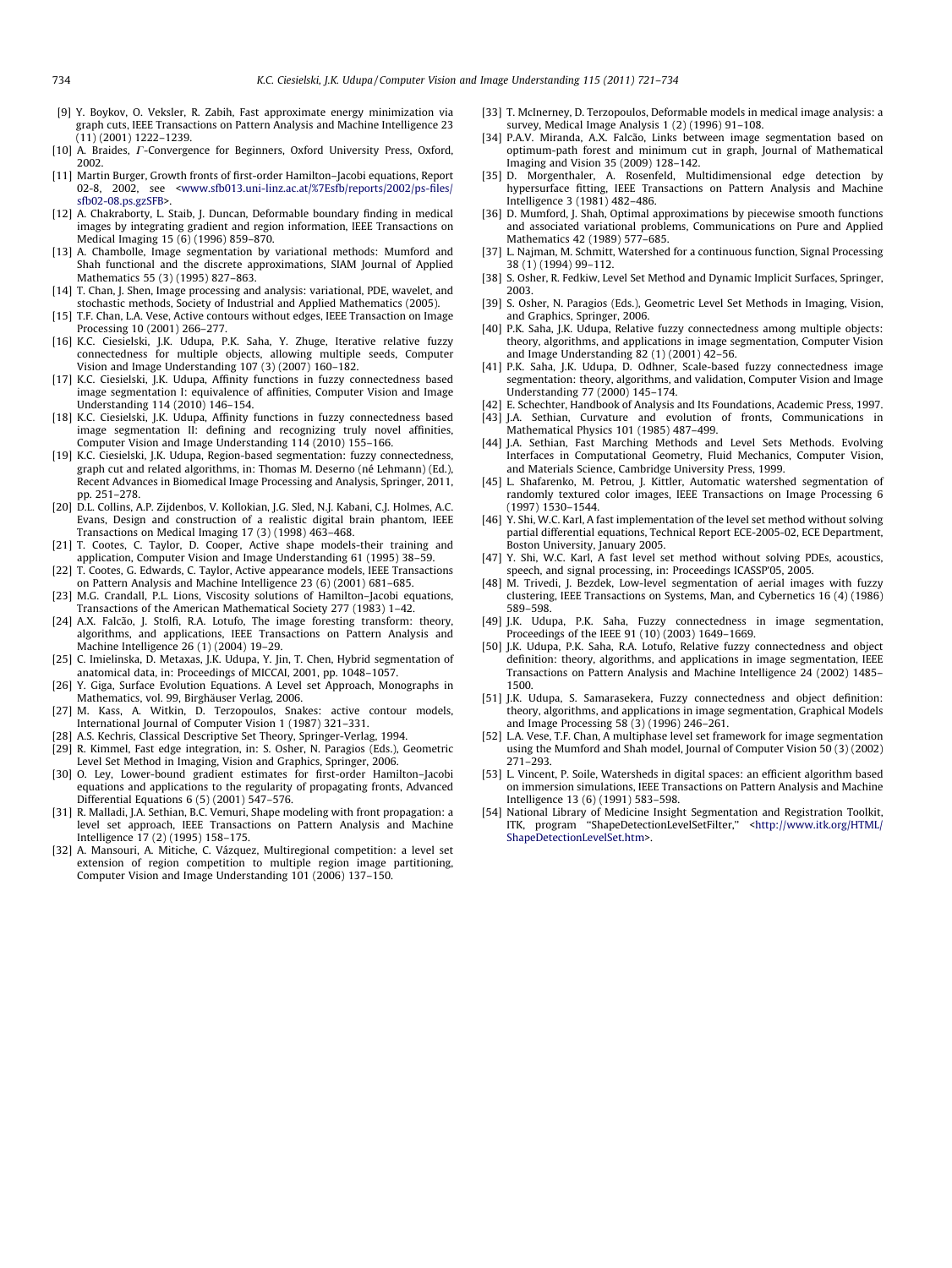[9] Y. Boykov, O. Veksler, R. Zabih, Fast approximate energy minimization via graph cuts, IEEE Transactions on Pattern Analysis and Machine Intelligence 23 (11) (2001) 1222–1239.

[10] A. Braides, $\Gamma$-Convergence for Beginners, Oxford University Press, Oxford, 2002.

[11] Martin Burger, Growth fronts of first-order Hamilton–Jacobi equations, Report 02-8, 2002, see <www.sfb013.uni-linz.ac.at/%7Esfb/reports/2002/ps-files/sfb02-08.ps.gzSFB>.

[12] A. Chakraborty, L. Staib, J. Duncan, Deformable boundary finding in medical images by integrating gradient and region information, IEEE Transactions on Medical Imaging 15 (6) (1996) 859–870.

[13] A. Chambolle, Image segmentation by variational methods: Mumford and Shah functional and the discrete approximations, SIAM Journal of Applied Mathematics 55 (3) (1995) 827–863.

[14] T. Chan, J. Shen, Image processing and analysis: variational, PDE, wavelet, and stochastic methods, Society of Industrial and Applied Mathematics (2005).

[15] T.F. Chan, L.A. Vese, Active contours without edges, IEEE Transaction on Image Processing 10 (2001) 266–277.

[16] K.C. Ciesielski, J.K. Udupa, P.K. Saha, Y. Zhuge, Iterative relative fuzzy connectedness for multiple objects, allowing multiple seeds, Computer Vision and Image Understanding 107 (3) (2007) 160–182.

[17] K.C. Ciesielski, J.K. Udupa, Affinity functions in fuzzy connectedness based image segmentation I: equivalence of affinities, Computer Vision and Image Understanding 114 (2010) 146–154.

[18] K.C. Ciesielski, J.K. Udupa, Affinity functions in fuzzy connectedness based image segmentation II: defining and recognizing truly novel affinities, Computer Vision and Image Understanding 114 (2010) 155–166.

[19] K.C. Ciesielski, J.K. Udupa, Region-based segmentation: fuzzy connectedness, graph cut and related algorithms, in: Thomas M. Deserno (né Lehmann) (Ed.), Recent Advances in Biomedical Image Processing and Analysis, Springer, 2011, pp. 251–278.

[20] D.L. Collins, A.P. Zijdenbos, V. Kollokian, J.G. Sled, N.J. Kabani, C.J. Holmes, A.C. Evans, Design and construction of a realistic digital brain phantom, IEEE Transactions on Medical Imaging 17 (3) (1998) 463–468.

[21] T. Cootes, C. Taylor, D. Cooper, Active shape models-their training and application, Computer Vision and Image Understanding 61 (1995) 38–59.

[22] T. Cootes, G. Edwards, C. Taylor, Active appearance models, IEEE Transactions on Pattern Analysis and Machine Intelligence 23 (6) (2001) 681–685.

[23] M.G. Crandall, P.L. Lions, Viscosity solutions of Hamilton–Jacobi equations, Transactions of the American Mathematical Society 277 (1983) 1–42.

[24] A.X. Falcão, J. Stolfi, R.A. Lotufo, The image foresting transform: theory, algorithms, and applications, IEEE Transactions on Pattern Analysis and Machine Intelligence 26 (1) (2004) 19–29.

[25] C. Imielinska, D. Metaxas, J.K. Udupa, Y. Jin, T. Chen, Hybrid segmentation of anatomical data, in: Proceedings of MICCAI, 2001, pp. 1048–1057.

[26] Y. Giga, Surface Evolution Equations. A Level set Approach, Monographs in Mathematics, vol. 99, Birghäuser Verlag, 2006.

[27] M. Kass, A. Witkin, D. Terzopoulos, Snakes: active contour models, International Journal of Computer Vision 1 (1987) 321–331.

[28] A.S. Kechris, Classical Descriptive Set Theory, Springer-Verlag, 1994.

[29] R. Kimmel, Fast edge integration, in: S. Osher, N. Paragios (Eds.), Geometric Level Set Method in Imaging, Vision and Graphics, Springer, 2006.

[30] O. Ley, Lower-bound gradient estimates for first-order Hamilton–Jacobi equations and applications to the regularity of propagating fronts, Advanced Differential Equations 6 (5) (2001) 547–576.

[31] R. Malladi, J.A. Sethian, B.C. Vemuri, Shape modeling with front propagation: a level set approach, IEEE Transactions on Pattern Analysis and Machine Intelligence 17 (2) (1995) 158–175.

[32] A. Mansouri, A. Mitiche, C. Vázquez, Multiregional competition: a level set extension of region competition to multiple region image partitioning, Computer Vision and Image Understanding 101 (2006) 137–150.

[33] T. McInerney, D. Terzopoulos, Deformable models in medical image analysis: a survey, Medical Image Analysis 1 (2) (1996) 91–108.

[34] P.A.V. Miranda, A.X. Falcão, Links between image segmentation based on optimum-path forest and minimum cut in graph, Journal of Mathematical Imaging and Vision 35 (2009) 128–142.

[35] D. Morgenthaler, A. Rosenfeld, Multidimensional edge detection by hypersurface fitting, IEEE Transactions on Pattern Analysis and Machine Intelligence 3 (1981) 482–486.

[36] D. Mumford, J. Shah, Optimal approximations by piecewise smooth functions and associated variational problems, Communications on Pure and Applied Mathematics 42 (1989) 577–685.

[37] L. Najman, M. Schmitt, Watershed for a continuous function, Signal Processing 38 (1) (1994) 99–112.

[38] S. Osher, R. Fedkiw, Level Set Method and Dynamic Implicit Surfaces, Springer, 2003.

[39] S. Osher, N. Paragios (Eds.), Geometric Level Set Methods in Imaging, Vision, and Graphics, Springer, 2006.

[40] P.K. Saha, J.K. Udupa, Relative fuzzy connectedness among multiple objects: theory, algorithms, and applications in image segmentation, Computer Vision and Image Understanding 82 (1) (2001) 42–56.

[41] P.K. Saha, J.K. Udupa, D. Odhner, Scale-based fuzzy connectedness image segmentation: theory, algorithms, and validation, Computer Vision and Image Understanding 77 (2000) 145–174.

[42] E. Schechter, Handbook of Analysis and Its Foundations, Academic Press, 1997.

[43] J.A. Sethian, Curvature and evolution of fronts, Communications in Mathematical Physics 101 (1985) 487–499.

[44] J.A. Sethian, Fast Marching Methods and Level Sets Methods. Evolving Interfaces in Computational Geometry, Fluid Mechanics, Computer Vision, and Materials Science, Cambridge University Press, 1999.

[45] L. Shafarenko, M. Petrou, J. Kittler, Automatic watershed segmentation of randomly textured color images, IEEE Transactions on Image Processing 6 (1997) 1530–1544.

[46] Y. Shi, W.C. Karl, A fast implementation of the level set method without solving partial differential equations, Technical Report ECE-2005-02, ECE Department, Boston University, January 2005.

[47] Y. Shi, W.C. Karl, A fast level set method without solving PDEs, acoustics, speech, and signal processing, in: Proceedings ICASSP'05, 2005.

[48] M. Trivedi, J. Bezdek, Low-level segmentation of aerial images with fuzzy clustering, IEEE Transactions on Systems, Man, and Cybernetics 16 (4) (1986) 589–598.

[49] J.K. Udupa, P.K. Saha, Fuzzy connectedness in image segmentation, Proceedings of the IEEE 91 (10) (2003) 1649–1669.

[50] J.K. Udupa, P.K. Saha, R.A. Lotufo, Relative fuzzy connectedness and object definition: theory, algorithms, and applications in image segmentation, IEEE Transactions on Pattern Analysis and Machine Intelligence 24 (2002) 1485–1500.

[51] J.K. Udupa, S. Samarasekera, Fuzzy connectedness and object definition: theory, algorithms, and applications in image segmentation, Graphical Models and Image Processing 58 (3) (1996) 246–261.

[52] L.A. Vese, T.F. Chan, A multiphase level set framework for image segmentation using the Mumford and Shah model, Journal of Computer Vision 50 (3) (2002) 271–293.

[53] L. Vincent, P. Soile, Watersheds in digital spaces: an efficient algorithm based on immersion simulations, IEEE Transactions on Pattern Analysis and Machine Intelligence 13 (6) (1991) 583–598.

[54] National Library of Medicine Insight Segmentation and Registration Toolkit, ITK, program "ShapeDetectionLevelSetFilter," <http://www.itk.org/HTML/ShapeDetectionLevelSet.htm>.